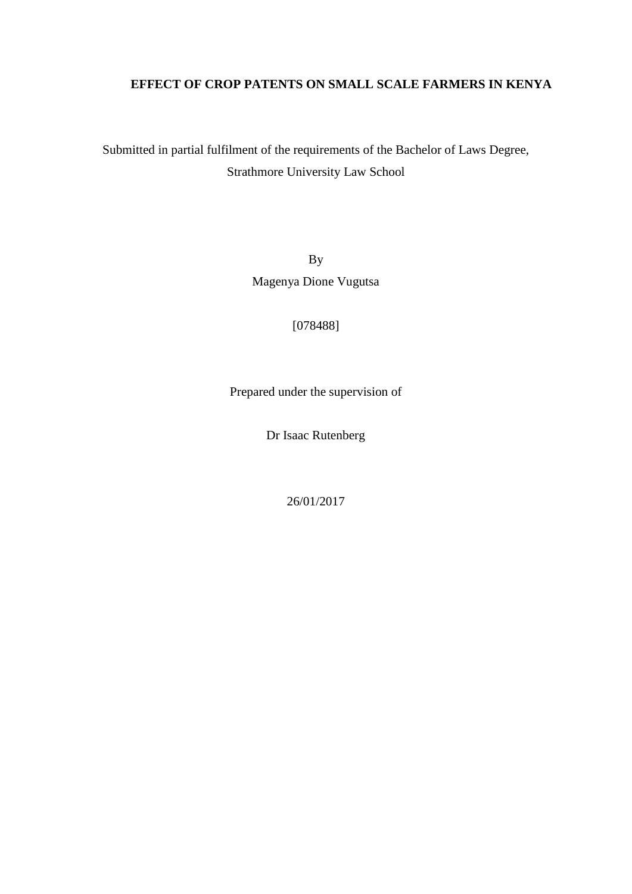# EFFECT OF CROP PATENTS ON SMALL SCALE FARMERS IN KENYA

Submitted in partial fulfilment of the requirements of the Bachelor of Laws Degree, Strathmore University Law School

By

Magenya Dione Vugutsa

[078488]

Prepared under the supervision of

Dr Isaac Rutenberg

26/01/2017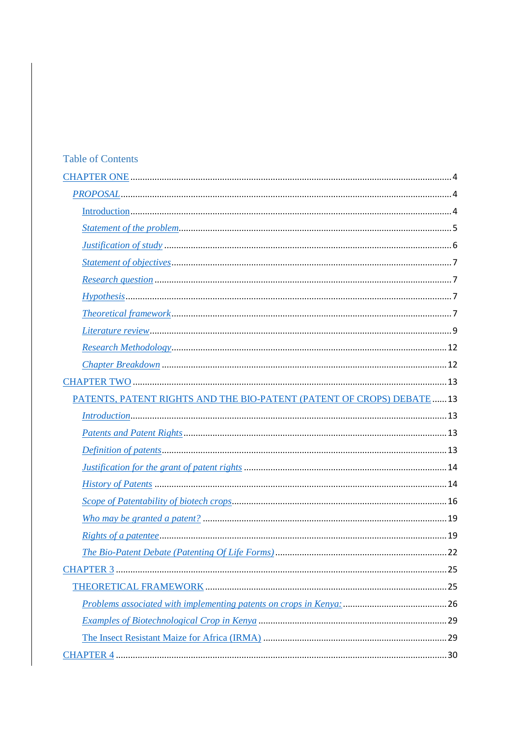# Table of Contents

CHAPTER ONE ........................................................................................................ 4

- *PROPOSAL* ........................................................................................................ 4
  - Introduction ........................................................................................................ 4
  - *Statement of the problem* ........................................................................................................ 5
  - *Justification of study* ........................................................................................................ 6
  - *Statement of objectives* ........................................................................................................ 7
  - *Research question* ........................................................................................................ 7
  - *Hypothesis* ........................................................................................................ 7
  - *Theoretical framework* ........................................................................................................ 7
  - *Literature review* ........................................................................................................ 9
  - *Research Methodology* ........................................................................................................ 12
  - *Chapter Breakdown* ........................................................................................................ 12

CHAPTER TWO ........................................................................................................ 13

- PATENTS, PATENT RIGHTS AND THE BIO-PATENT (PATENT OF CROPS) DEBATE ...... 13
  - *Introduction* ........................................................................................................ 13
  - *Patents and Patent Rights* ........................................................................................................ 13
  - *Definition of patents* ........................................................................................................ 13
  - *Justification for the grant of patent rights* ........................................................................................................ 14
  - *History of Patents* ........................................................................................................ 14
  - *Scope of Patentability of biotech crops* ........................................................................................................ 16
  - *Who may be granted a patent?* ........................................................................................................ 19
  - *Rights of a patentee* ........................................................................................................ 19
  - *The Bio-Patent Debate (Patenting Of Life Forms)* ........................................................................................................ 22

CHAPTER 3 ........................................................................................................ 25

- THEORETICAL FRAMEWORK ........................................................................................................ 25
  - *Problems associated with implementing patents on crops in Kenya:* ........................................................................................................ 26
  - *Examples of Biotechnological Crop in Kenya* ........................................................................................................ 29
  - The Insect Resistant Maize for Africa (IRMA) ........................................................................................................ 29

CHAPTER 4 ........................................................................................................ 30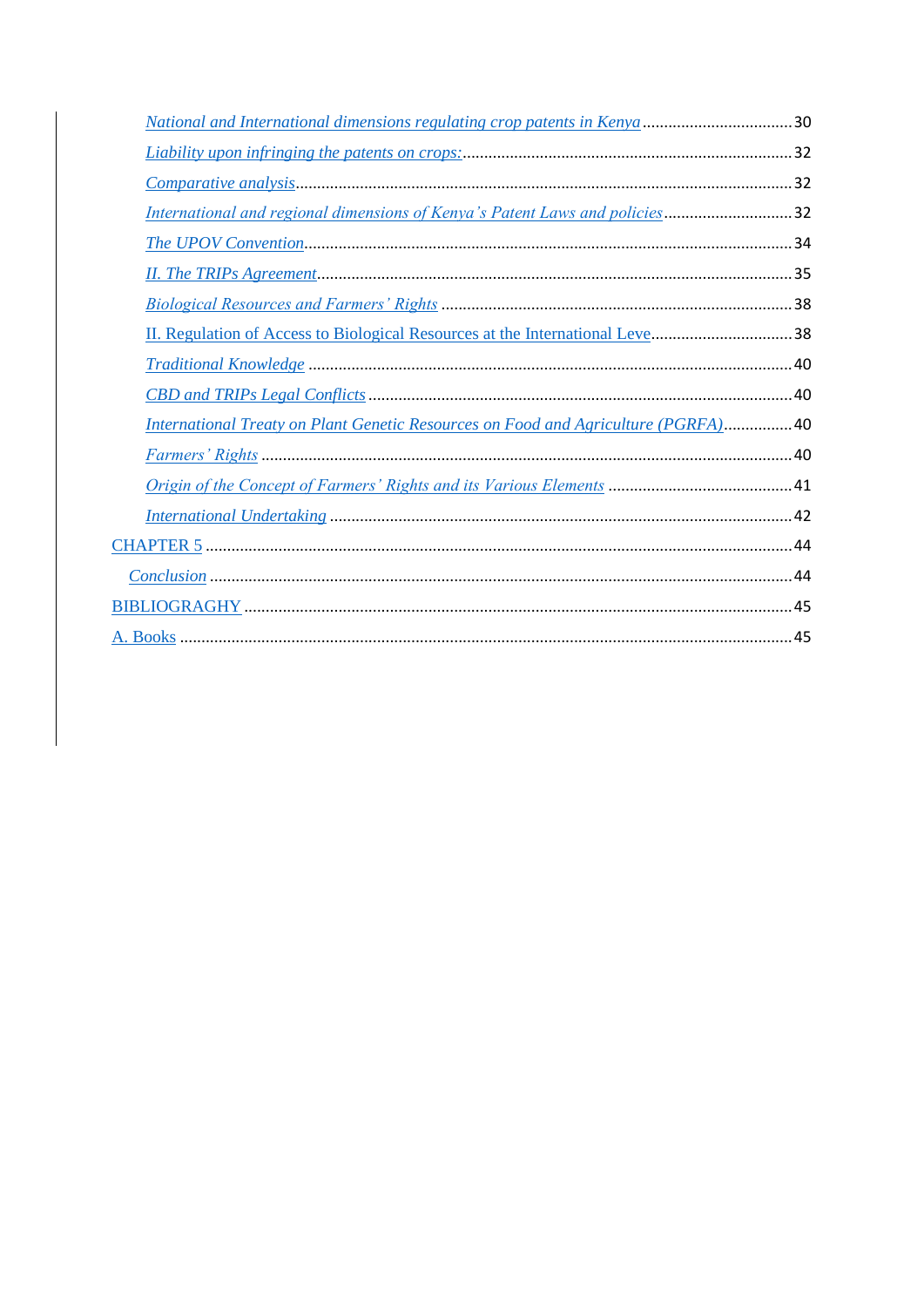*National and International dimensions regulating crop patents in Kenya* .................................. 30

*Liability upon infringing the patents on crops:* ............................................................................ 32

*Comparative analysis*................................................................................................................. 32

*International and regional dimensions of Kenya's Patent Laws and policies* ............................ 32

*The UPOV Convention*................................................................................................................. 34

*II. The TRIPs Agreement*............................................................................................................. 35

*Biological Resources and Farmers' Rights* ................................................................................ 38

II. Regulation of Access to Biological Resources at the International Leve................................ 38

*Traditional Knowledge* ............................................................................................................... 40

*CBD and TRIPs Legal Conflicts* .................................................................................................. 40

*International Treaty on Plant Genetic Resources on Food and Agriculture (PGRFA)*................ 40

*Farmers' Rights* .......................................................................................................................... 40

*Origin of the Concept of Farmers' Rights and its Various Elements* .......................................... 41

*International Undertaking* .......................................................................................................... 42

CHAPTER 5 ..................................................................................................................................... 44

*Conclusion* ..................................................................................................................................... 44

BIBLIOGRAGHY ............................................................................................................................. 45

A. Books ........................................................................................................................................... 45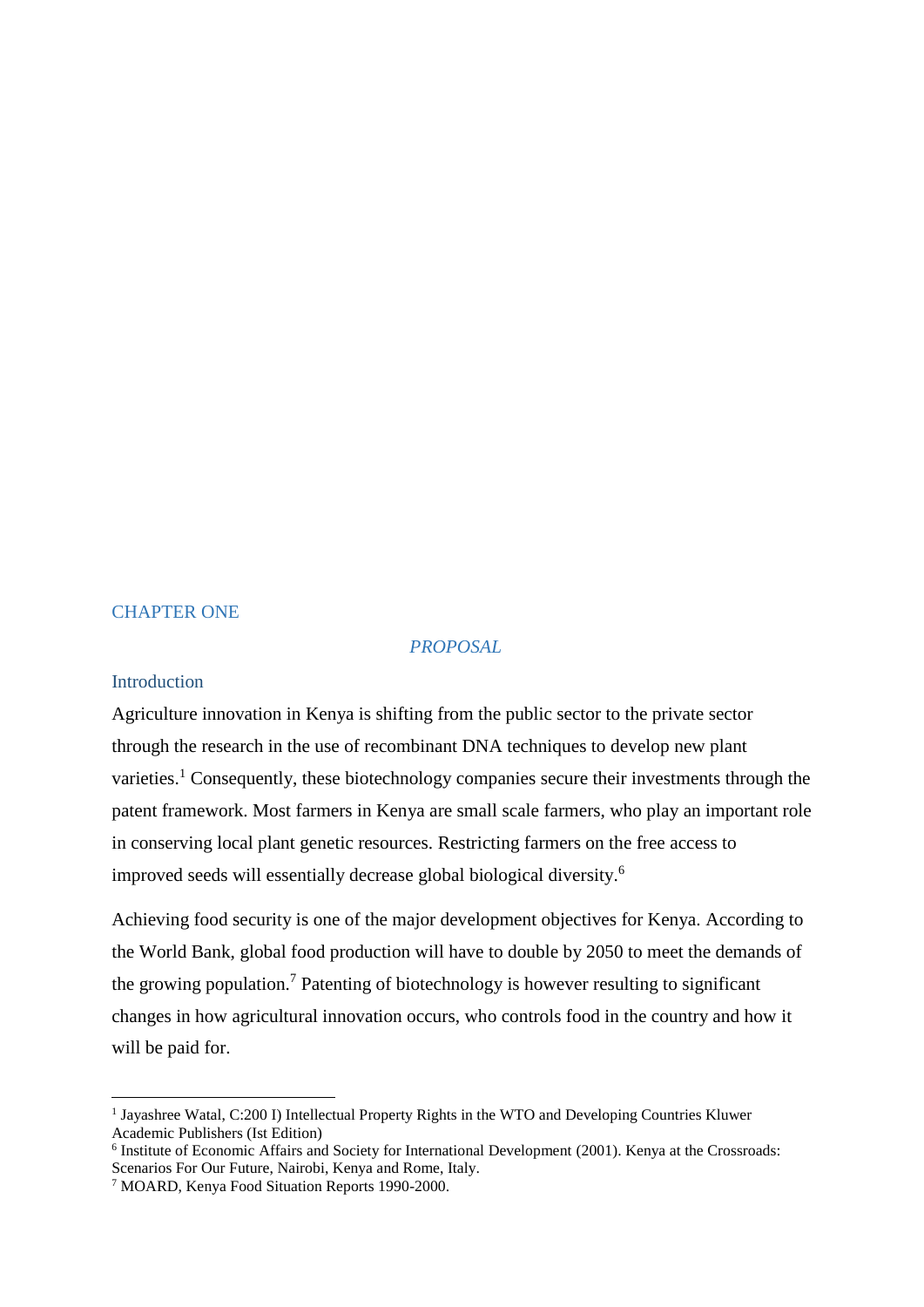# CHAPTER ONE

## *PROPOSAL*

### Introduction

Agriculture innovation in Kenya is shifting from the public sector to the private sector through the research in the use of recombinant DNA techniques to develop new plant varieties.[1] Consequently, these biotechnology companies secure their investments through the patent framework. Most farmers in Kenya are small scale farmers, who play an important role in conserving local plant genetic resources. Restricting farmers on the free access to improved seeds will essentially decrease global biological diversity.[6]

Achieving food security is one of the major development objectives for Kenya. According to the World Bank, global food production will have to double by 2050 to meet the demands of the growing population.[7] Patenting of biotechnology is however resulting to significant changes in how agricultural innovation occurs, who controls food in the country and how it will be paid for.

---

[1] Jayashree Watal, C:200 I) Intellectual Property Rights in the WTO and Developing Countries Kluwer Academic Publishers (Ist Edition)

[6] Institute of Economic Affairs and Society for International Development (2001). Kenya at the Crossroads: Scenarios For Our Future, Nairobi, Kenya and Rome, Italy.

[7] MOARD, Kenya Food Situation Reports 1990-2000.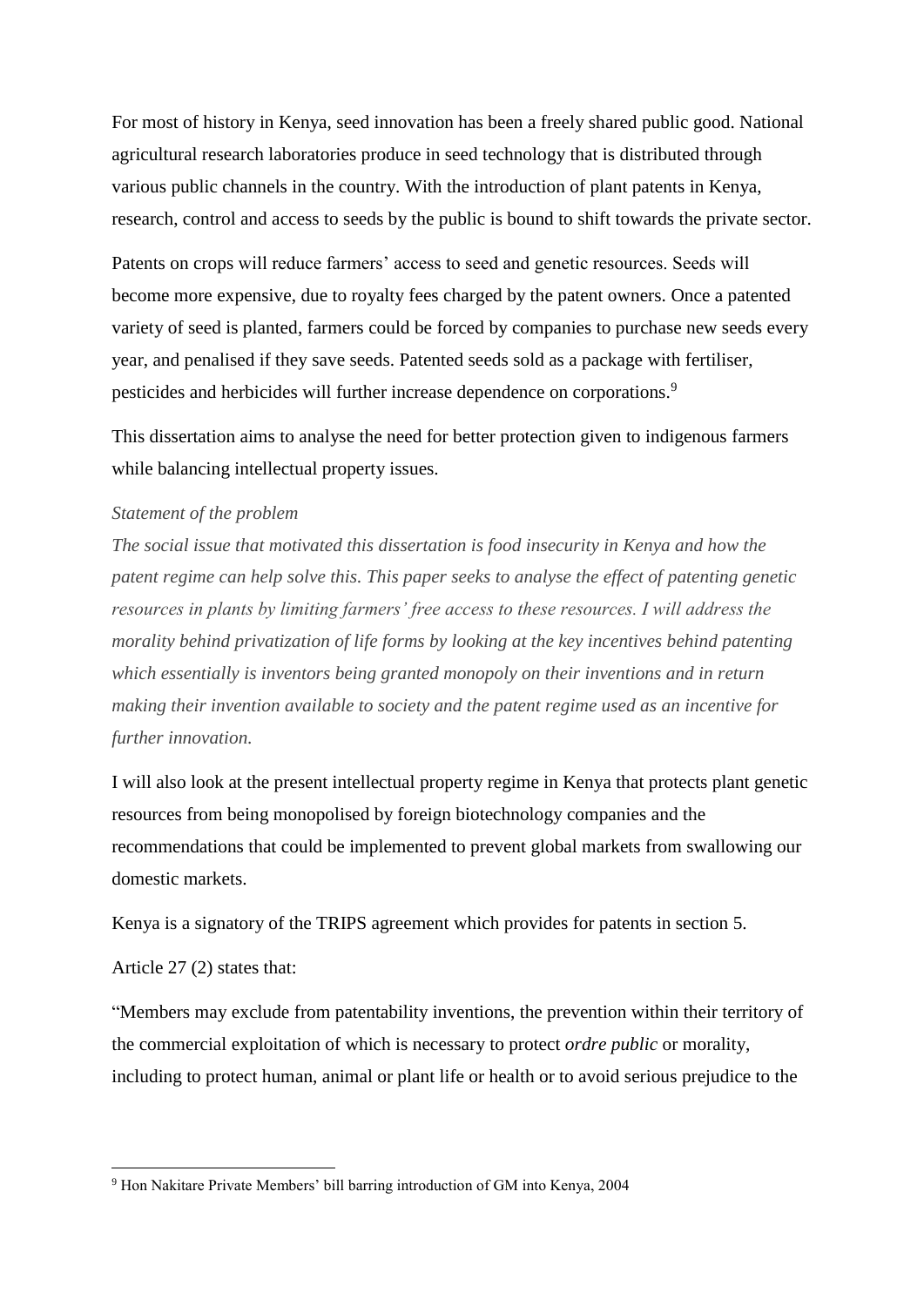For most of history in Kenya, seed innovation has been a freely shared public good. National agricultural research laboratories produce in seed technology that is distributed through various public channels in the country. With the introduction of plant patents in Kenya, research, control and access to seeds by the public is bound to shift towards the private sector.

Patents on crops will reduce farmers' access to seed and genetic resources. Seeds will become more expensive, due to royalty fees charged by the patent owners. Once a patented variety of seed is planted, farmers could be forced by companies to purchase new seeds every year, and penalised if they save seeds. Patented seeds sold as a package with fertiliser, pesticides and herbicides will further increase dependence on corporations.[9]

This dissertation aims to analyse the need for better protection given to indigenous farmers while balancing intellectual property issues.

*Statement of the problem*

*The social issue that motivated this dissertation is food insecurity in Kenya and how the patent regime can help solve this. This paper seeks to analyse the effect of patenting genetic resources in plants by limiting farmers' free access to these resources. I will address the morality behind privatization of life forms by looking at the key incentives behind patenting which essentially is inventors being granted monopoly on their inventions and in return making their invention available to society and the patent regime used as an incentive for further innovation.*

I will also look at the present intellectual property regime in Kenya that protects plant genetic resources from being monopolised by foreign biotechnology companies and the recommendations that could be implemented to prevent global markets from swallowing our domestic markets.

Kenya is a signatory of the TRIPS agreement which provides for patents in section 5.

Article 27 (2) states that:

"Members may exclude from patentability inventions, the prevention within their territory of the commercial exploitation of which is necessary to protect *ordre public* or morality, including to protect human, animal or plant life or health or to avoid serious prejudice to the

[9] Hon Nakitare Private Members' bill barring introduction of GM into Kenya, 2004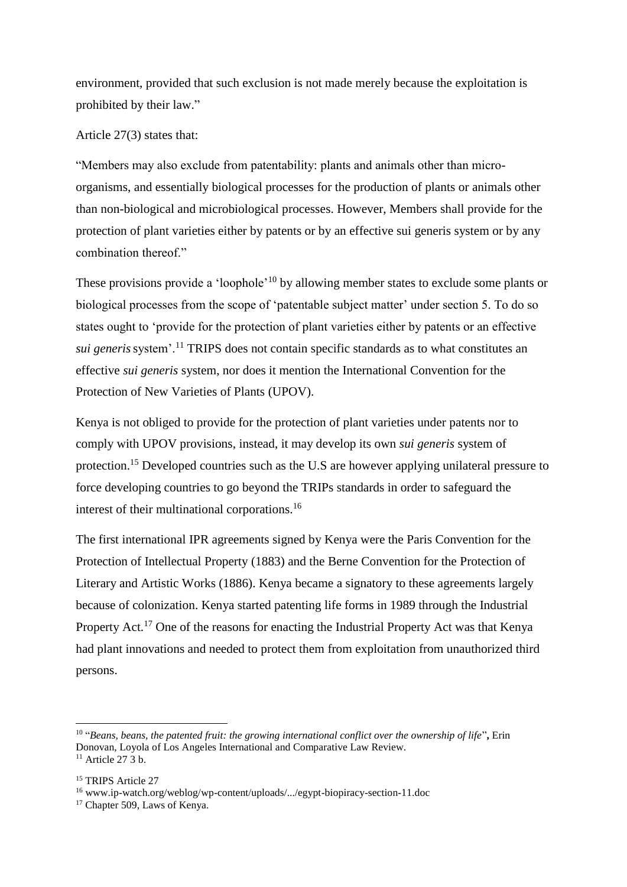environment, provided that such exclusion is not made merely because the exploitation is prohibited by their law."

Article 27(3) states that:

"Members may also exclude from patentability: plants and animals other than micro-organisms, and essentially biological processes for the production of plants or animals other than non-biological and microbiological processes. However, Members shall provide for the protection of plant varieties either by patents or by an effective sui generis system or by any combination thereof."

These provisions provide a 'loophole'[10] by allowing member states to exclude some plants or biological processes from the scope of 'patentable subject matter' under section 5. To do so states ought to 'provide for the protection of plant varieties either by patents or an effective *sui generis* system'.[11] TRIPS does not contain specific standards as to what constitutes an effective *sui generis* system, nor does it mention the International Convention for the Protection of New Varieties of Plants (UPOV).

Kenya is not obliged to provide for the protection of plant varieties under patents nor to comply with UPOV provisions, instead, it may develop its own *sui generis* system of protection.[15] Developed countries such as the U.S are however applying unilateral pressure to force developing countries to go beyond the TRIPs standards in order to safeguard the interest of their multinational corporations.[16]

The first international IPR agreements signed by Kenya were the Paris Convention for the Protection of Intellectual Property (1883) and the Berne Convention for the Protection of Literary and Artistic Works (1886). Kenya became a signatory to these agreements largely because of colonization. Kenya started patenting life forms in 1989 through the Industrial Property Act.[17] One of the reasons for enacting the Industrial Property Act was that Kenya had plant innovations and needed to protect them from exploitation from unauthorized third persons.

---

[10] "*Beans, beans, the patented fruit: the growing international conflict over the ownership of life*"**,** Erin Donovan, Loyola of Los Angeles International and Comparative Law Review.

[11] Article 27 3 b.

[15] TRIPS Article 27

[16] www.ip-watch.org/weblog/wp-content/uploads/.../egypt-biopiracy-section-11.doc

[17] Chapter 509, Laws of Kenya.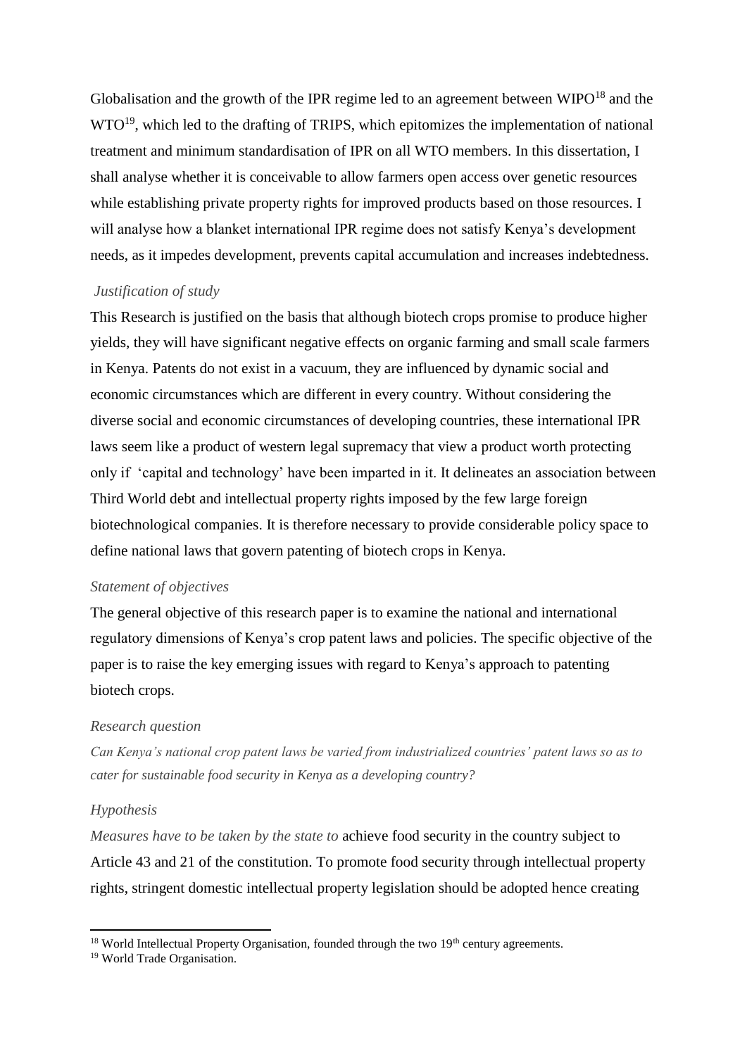Globalisation and the growth of the IPR regime led to an agreement between WIPO[18] and the WTO[19], which led to the drafting of TRIPS, which epitomizes the implementation of national treatment and minimum standardisation of IPR on all WTO members. In this dissertation, I shall analyse whether it is conceivable to allow farmers open access over genetic resources while establishing private property rights for improved products based on those resources. I will analyse how a blanket international IPR regime does not satisfy Kenya's development needs, as it impedes development, prevents capital accumulation and increases indebtedness.

*Justification of study*

This Research is justified on the basis that although biotech crops promise to produce higher yields, they will have significant negative effects on organic farming and small scale farmers in Kenya. Patents do not exist in a vacuum, they are influenced by dynamic social and economic circumstances which are different in every country. Without considering the diverse social and economic circumstances of developing countries, these international IPR laws seem like a product of western legal supremacy that view a product worth protecting only if 'capital and technology' have been imparted in it. It delineates an association between Third World debt and intellectual property rights imposed by the few large foreign biotechnological companies. It is therefore necessary to provide considerable policy space to define national laws that govern patenting of biotech crops in Kenya.

*Statement of objectives*

The general objective of this research paper is to examine the national and international regulatory dimensions of Kenya's crop patent laws and policies. The specific objective of the paper is to raise the key emerging issues with regard to Kenya's approach to patenting biotech crops.

*Research question*

*Can Kenya's national crop patent laws be varied from industrialized countries' patent laws so as to cater for sustainable food security in Kenya as a developing country?*

*Hypothesis*

*Measures have to be taken by the state to* achieve food security in the country subject to Article 43 and 21 of the constitution. To promote food security through intellectual property rights, stringent domestic intellectual property legislation should be adopted hence creating

---

[18] World Intellectual Property Organisation, founded through the two 19th century agreements.

[19] World Trade Organisation.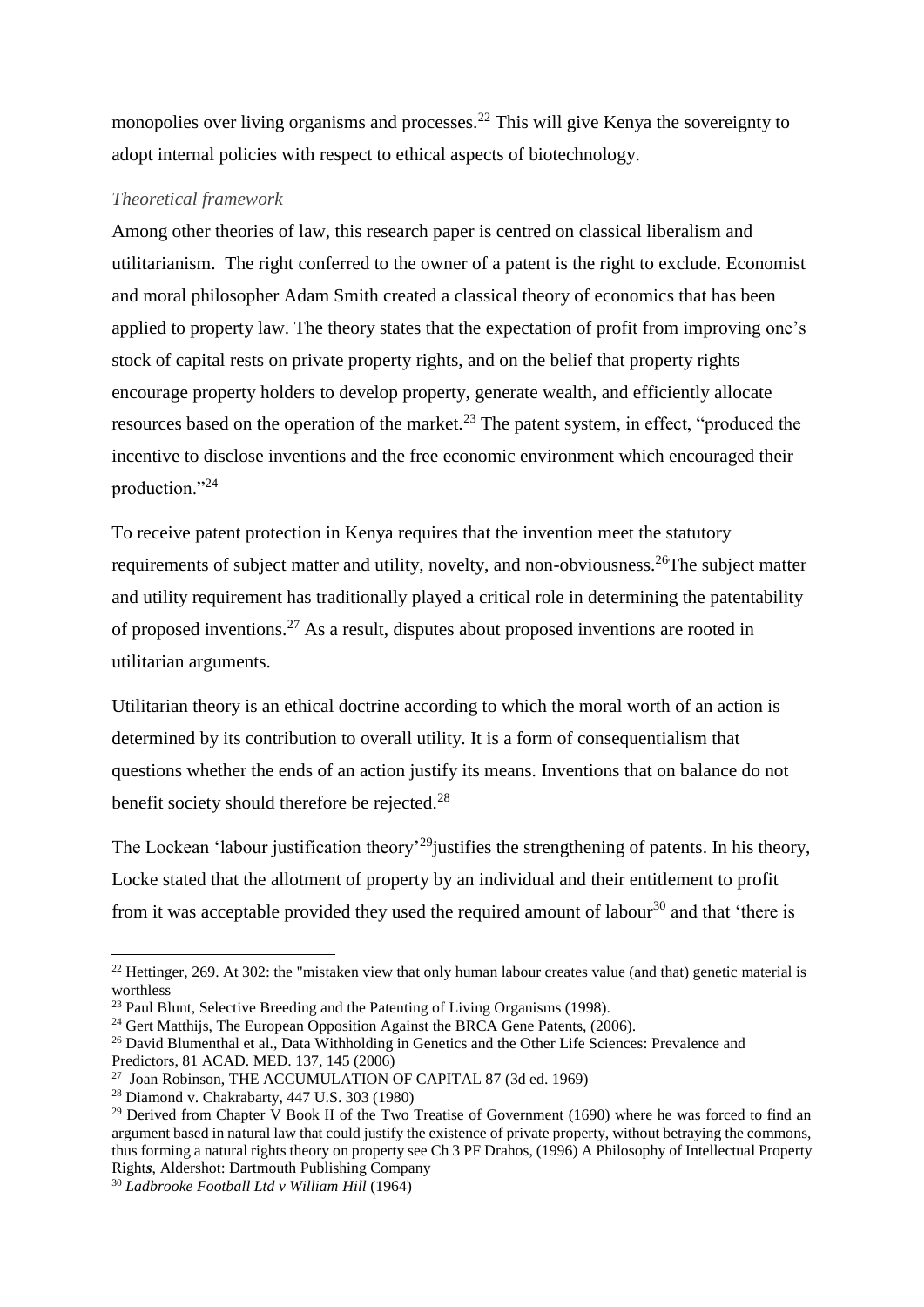monopolies over living organisms and processes.[22] This will give Kenya the sovereignty to adopt internal policies with respect to ethical aspects of biotechnology.

*Theoretical framework*

Among other theories of law, this research paper is centred on classical liberalism and utilitarianism. The right conferred to the owner of a patent is the right to exclude. Economist and moral philosopher Adam Smith created a classical theory of economics that has been applied to property law. The theory states that the expectation of profit from improving one's stock of capital rests on private property rights, and on the belief that property rights encourage property holders to develop property, generate wealth, and efficiently allocate resources based on the operation of the market.[23] The patent system, in effect, "produced the incentive to disclose inventions and the free economic environment which encouraged their production."[24]

To receive patent protection in Kenya requires that the invention meet the statutory requirements of subject matter and utility, novelty, and non-obviousness.[26]The subject matter and utility requirement has traditionally played a critical role in determining the patentability of proposed inventions.[27] As a result, disputes about proposed inventions are rooted in utilitarian arguments.

Utilitarian theory is an ethical doctrine according to which the moral worth of an action is determined by its contribution to overall utility. It is a form of consequentialism that questions whether the ends of an action justify its means. Inventions that on balance do not benefit society should therefore be rejected.[28]

The Lockean 'labour justification theory'[29]justifies the strengthening of patents. In his theory, Locke stated that the allotment of property by an individual and their entitlement to profit from it was acceptable provided they used the required amount of labour[30] and that 'there is

---

[22] Hettinger, 269. At 302: the "mistaken view that only human labour creates value (and that) genetic material is worthless

[23] Paul Blunt, Selective Breeding and the Patenting of Living Organisms (1998).

[24] Gert Matthijs, The European Opposition Against the BRCA Gene Patents, (2006).

[26] David Blumenthal et al., Data Withholding in Genetics and the Other Life Sciences: Prevalence and Predictors, 81 ACAD. MED. 137, 145 (2006)

[27] Joan Robinson, THE ACCUMULATION OF CAPITAL 87 (3d ed. 1969)

[28] Diamond v. Chakrabarty, 447 U.S. 303 (1980)

[29] Derived from Chapter V Book II of the Two Treatise of Government (1690) where he was forced to find an argument based in natural law that could justify the existence of private property, without betraying the commons, thus forming a natural rights theory on property see Ch 3 PF Drahos, (1996) A Philosophy of Intellectual Property Right*s*, Aldershot: Dartmouth Publishing Company

[30] *Ladbrooke Football Ltd v William Hill* (1964)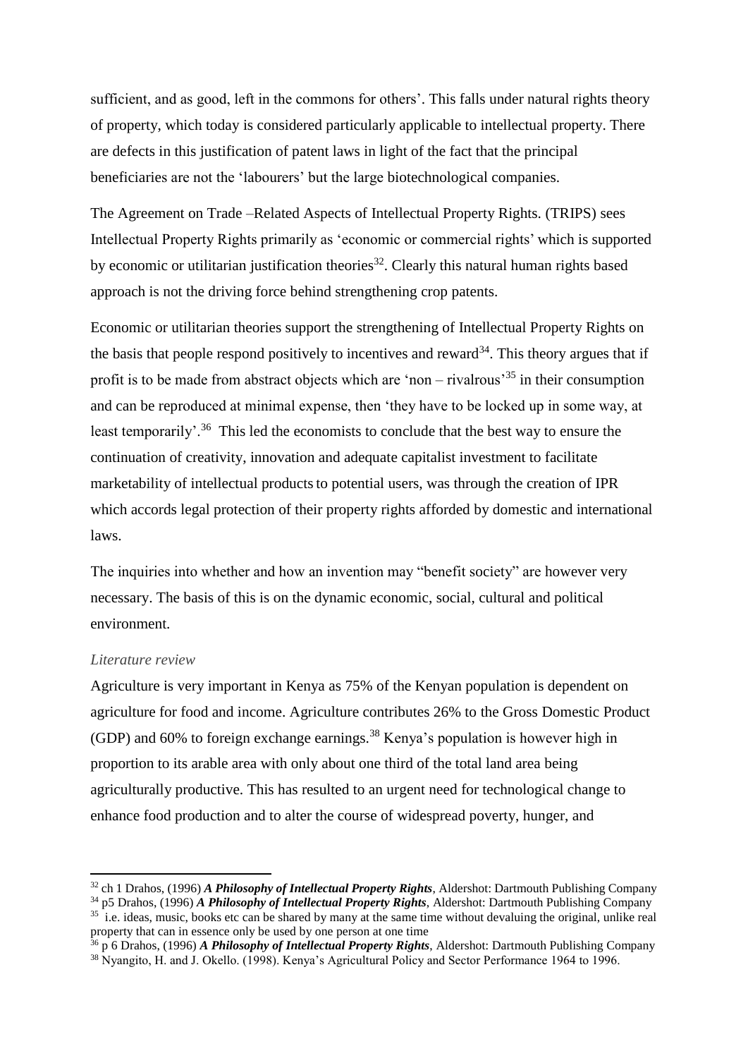sufficient, and as good, left in the commons for others'. This falls under natural rights theory of property, which today is considered particularly applicable to intellectual property. There are defects in this justification of patent laws in light of the fact that the principal beneficiaries are not the 'labourers' but the large biotechnological companies.

The Agreement on Trade –Related Aspects of Intellectual Property Rights. (TRIPS) sees Intellectual Property Rights primarily as 'economic or commercial rights' which is supported by economic or utilitarian justification theories[32]. Clearly this natural human rights based approach is not the driving force behind strengthening crop patents.

Economic or utilitarian theories support the strengthening of Intellectual Property Rights on the basis that people respond positively to incentives and reward[34]. This theory argues that if profit is to be made from abstract objects which are 'non – rivalrous'[35] in their consumption and can be reproduced at minimal expense, then 'they have to be locked up in some way, at least temporarily'.[36] This led the economists to conclude that the best way to ensure the continuation of creativity, innovation and adequate capitalist investment to facilitate marketability of intellectual products to potential users, was through the creation of IPR which accords legal protection of their property rights afforded by domestic and international laws.

The inquiries into whether and how an invention may "benefit society" are however very necessary. The basis of this is on the dynamic economic, social, cultural and political environment.

*Literature review*

Agriculture is very important in Kenya as 75% of the Kenyan population is dependent on agriculture for food and income. Agriculture contributes 26% to the Gross Domestic Product (GDP) and 60% to foreign exchange earnings.[38] Kenya's population is however high in proportion to its arable area with only about one third of the total land area being agriculturally productive. This has resulted to an urgent need for technological change to enhance food production and to alter the course of widespread poverty, hunger, and

---

[32] ch 1 Drahos, (1996) ***A Philosophy of Intellectual Property Rights***, Aldershot: Dartmouth Publishing Company

[34] p5 Drahos, (1996) ***A Philosophy of Intellectual Property Rights***, Aldershot: Dartmouth Publishing Company

[35] i.e. ideas, music, books etc can be shared by many at the same time without devaluing the original, unlike real property that can in essence only be used by one person at one time

[36] p 6 Drahos, (1996) ***A Philosophy of Intellectual Property Rights***, Aldershot: Dartmouth Publishing Company

[38] Nyangito, H. and J. Okello. (1998). Kenya's Agricultural Policy and Sector Performance 1964 to 1996.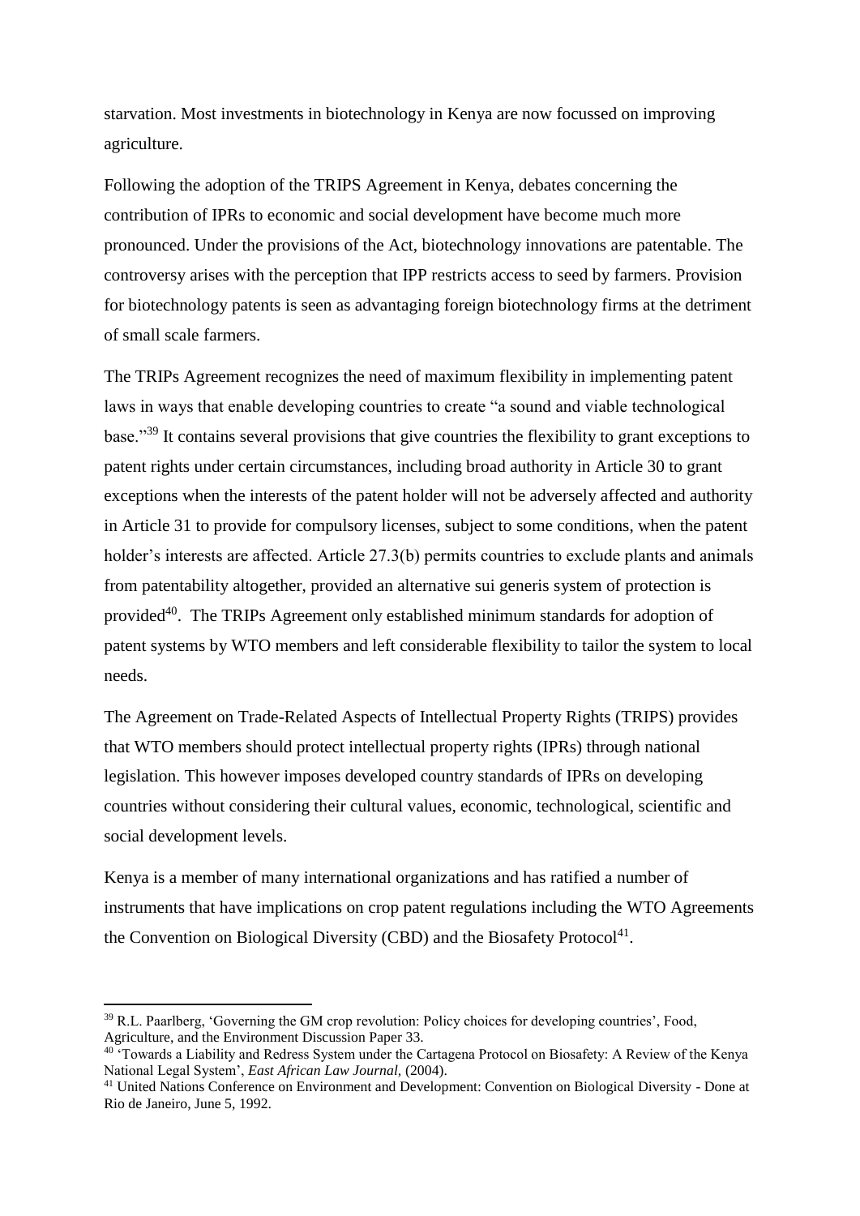starvation. Most investments in biotechnology in Kenya are now focussed on improving agriculture.

Following the adoption of the TRIPS Agreement in Kenya, debates concerning the contribution of IPRs to economic and social development have become much more pronounced. Under the provisions of the Act, biotechnology innovations are patentable. The controversy arises with the perception that IPP restricts access to seed by farmers. Provision for biotechnology patents is seen as advantaging foreign biotechnology firms at the detriment of small scale farmers.

The TRIPs Agreement recognizes the need of maximum flexibility in implementing patent laws in ways that enable developing countries to create "a sound and viable technological base."[39] It contains several provisions that give countries the flexibility to grant exceptions to patent rights under certain circumstances, including broad authority in Article 30 to grant exceptions when the interests of the patent holder will not be adversely affected and authority in Article 31 to provide for compulsory licenses, subject to some conditions, when the patent holder's interests are affected. Article 27.3(b) permits countries to exclude plants and animals from patentability altogether, provided an alternative sui generis system of protection is provided[40]. The TRIPs Agreement only established minimum standards for adoption of patent systems by WTO members and left considerable flexibility to tailor the system to local needs.

The Agreement on Trade-Related Aspects of Intellectual Property Rights (TRIPS) provides that WTO members should protect intellectual property rights (IPRs) through national legislation. This however imposes developed country standards of IPRs on developing countries without considering their cultural values, economic, technological, scientific and social development levels.

Kenya is a member of many international organizations and has ratified a number of instruments that have implications on crop patent regulations including the WTO Agreements the Convention on Biological Diversity (CBD) and the Biosafety Protocol[41].

---

[39] R.L. Paarlberg, 'Governing the GM crop revolution: Policy choices for developing countries', Food, Agriculture, and the Environment Discussion Paper 33.

[40] 'Towards a Liability and Redress System under the Cartagena Protocol on Biosafety: A Review of the Kenya National Legal System', *East African Law Journal,* (2004).

[41] United Nations Conference on Environment and Development: Convention on Biological Diversity - Done at Rio de Janeiro, June 5, 1992.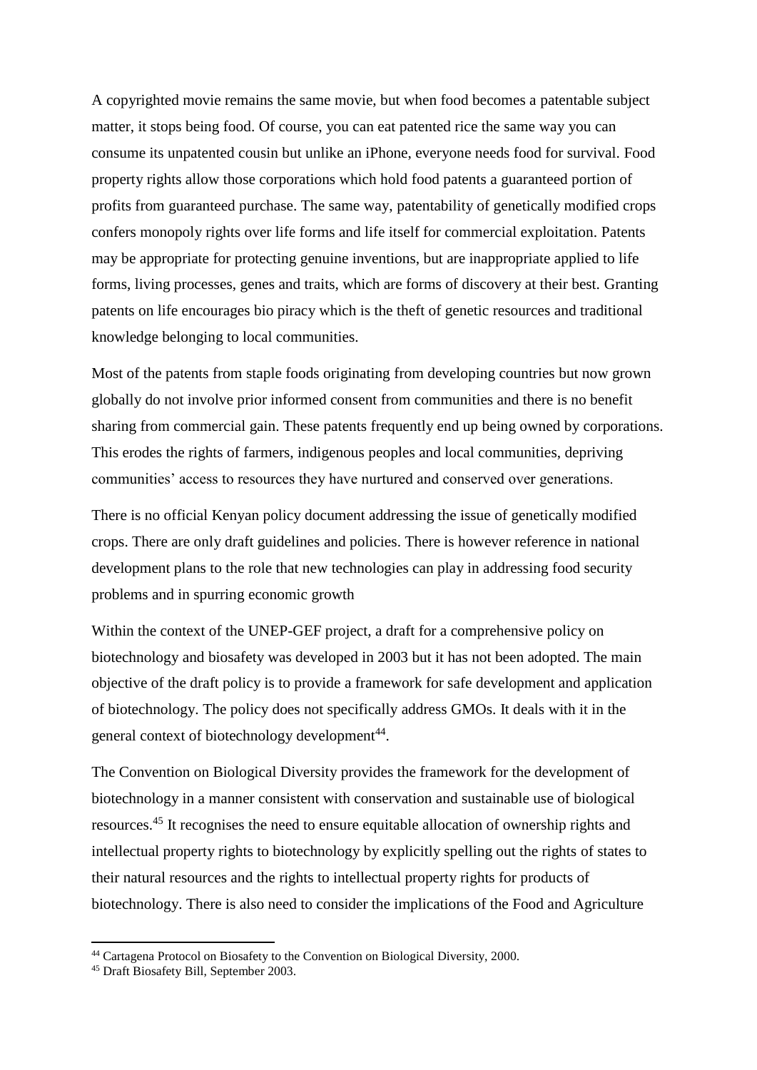A copyrighted movie remains the same movie, but when food becomes a patentable subject matter, it stops being food. Of course, you can eat patented rice the same way you can consume its unpatented cousin but unlike an iPhone, everyone needs food for survival. Food property rights allow those corporations which hold food patents a guaranteed portion of profits from guaranteed purchase. The same way, patentability of genetically modified crops confers monopoly rights over life forms and life itself for commercial exploitation. Patents may be appropriate for protecting genuine inventions, but are inappropriate applied to life forms, living processes, genes and traits, which are forms of discovery at their best. Granting patents on life encourages bio piracy which is the theft of genetic resources and traditional knowledge belonging to local communities.

Most of the patents from staple foods originating from developing countries but now grown globally do not involve prior informed consent from communities and there is no benefit sharing from commercial gain. These patents frequently end up being owned by corporations. This erodes the rights of farmers, indigenous peoples and local communities, depriving communities' access to resources they have nurtured and conserved over generations.

There is no official Kenyan policy document addressing the issue of genetically modified crops. There are only draft guidelines and policies. There is however reference in national development plans to the role that new technologies can play in addressing food security problems and in spurring economic growth

Within the context of the UNEP-GEF project, a draft for a comprehensive policy on biotechnology and biosafety was developed in 2003 but it has not been adopted. The main objective of the draft policy is to provide a framework for safe development and application of biotechnology. The policy does not specifically address GMOs. It deals with it in the general context of biotechnology development[44].

The Convention on Biological Diversity provides the framework for the development of biotechnology in a manner consistent with conservation and sustainable use of biological resources.[45] It recognises the need to ensure equitable allocation of ownership rights and intellectual property rights to biotechnology by explicitly spelling out the rights of states to their natural resources and the rights to intellectual property rights for products of biotechnology. There is also need to consider the implications of the Food and Agriculture

[44] Cartagena Protocol on Biosafety to the Convention on Biological Diversity, 2000.

[45] Draft Biosafety Bill, September 2003.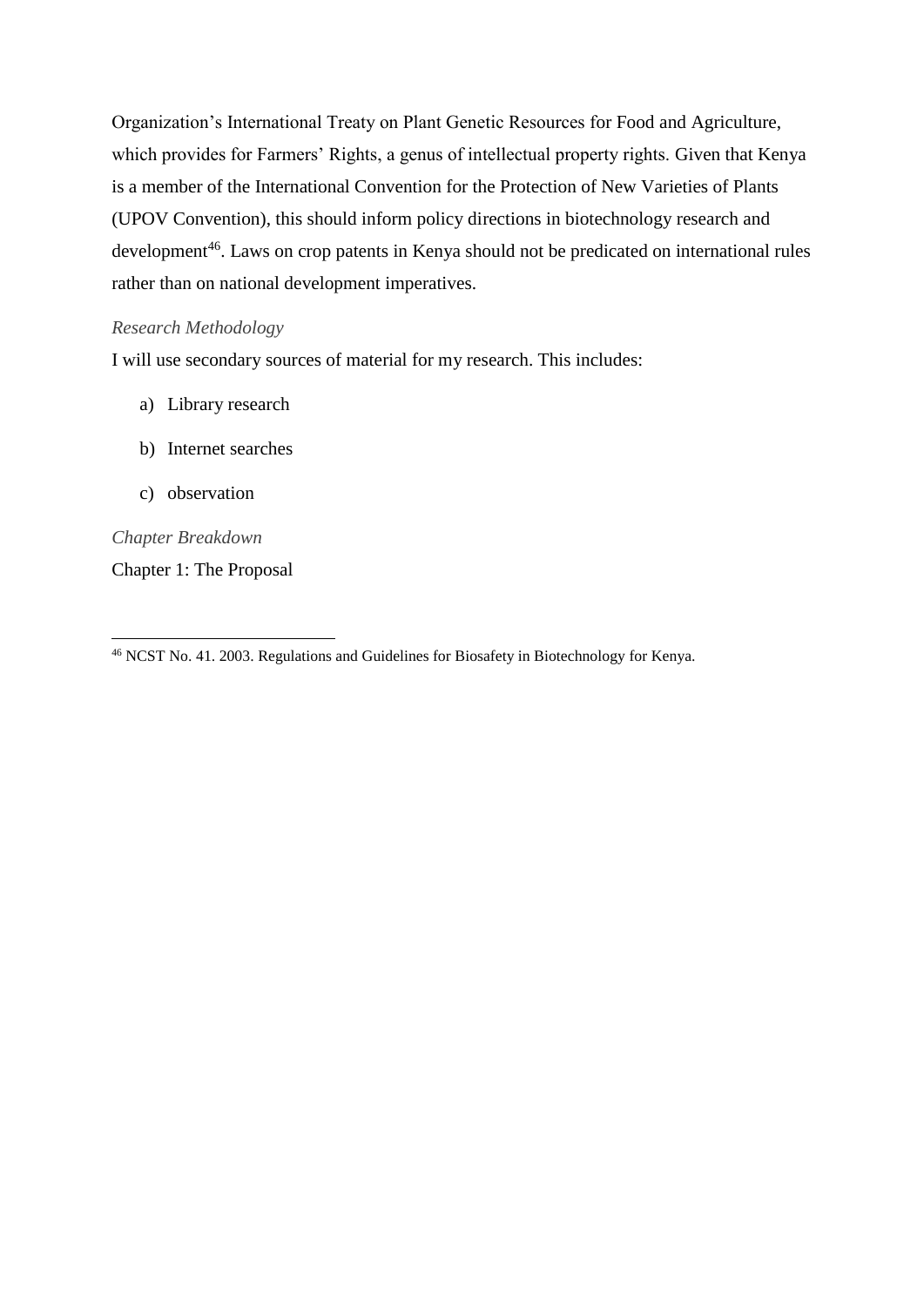Organization's International Treaty on Plant Genetic Resources for Food and Agriculture, which provides for Farmers' Rights, a genus of intellectual property rights. Given that Kenya is a member of the International Convention for the Protection of New Varieties of Plants (UPOV Convention), this should inform policy directions in biotechnology research and development[46]. Laws on crop patents in Kenya should not be predicated on international rules rather than on national development imperatives.

*Research Methodology*

I will use secondary sources of material for my research. This includes:

a) Library research

b) Internet searches

c) observation

*Chapter Breakdown*

Chapter 1: The Proposal

[46] NCST No. 41. 2003. Regulations and Guidelines for Biosafety in Biotechnology for Kenya.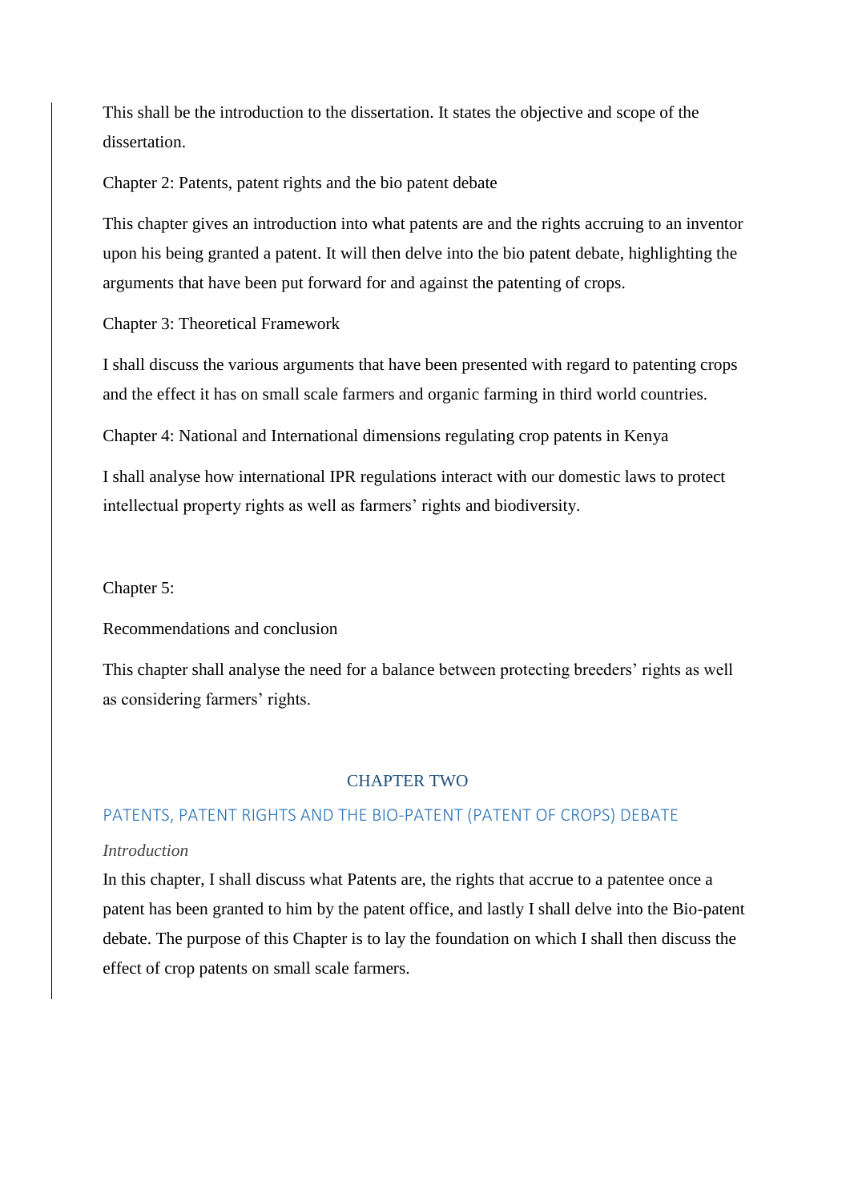This shall be the introduction to the dissertation. It states the objective and scope of the dissertation.

Chapter 2: Patents, patent rights and the bio patent debate

This chapter gives an introduction into what patents are and the rights accruing to an inventor upon his being granted a patent. It will then delve into the bio patent debate, highlighting the arguments that have been put forward for and against the patenting of crops.

Chapter 3: Theoretical Framework

I shall discuss the various arguments that have been presented with regard to patenting crops and the effect it has on small scale farmers and organic farming in third world countries.

Chapter 4: National and International dimensions regulating crop patents in Kenya

I shall analyse how international IPR regulations interact with our domestic laws to protect intellectual property rights as well as farmers' rights and biodiversity.

Chapter 5:

Recommendations and conclusion

This chapter shall analyse the need for a balance between protecting breeders' rights as well as considering farmers' rights.

# CHAPTER TWO

## PATENTS, PATENT RIGHTS AND THE BIO-PATENT (PATENT OF CROPS) DEBATE

*Introduction*

In this chapter, I shall discuss what Patents are, the rights that accrue to a patentee once a patent has been granted to him by the patent office, and lastly I shall delve into the Bio-patent debate. The purpose of this Chapter is to lay the foundation on which I shall then discuss the effect of crop patents on small scale farmers.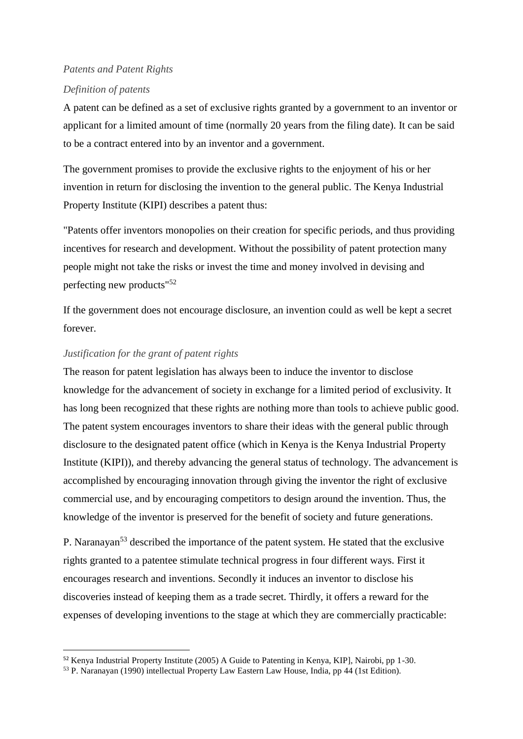## *Patents and Patent Rights*

### *Definition of patents*

A patent can be defined as a set of exclusive rights granted by a government to an inventor or applicant for a limited amount of time (normally 20 years from the filing date). It can be said to be a contract entered into by an inventor and a government.

The government promises to provide the exclusive rights to the enjoyment of his or her invention in return for disclosing the invention to the general public. The Kenya Industrial Property Institute (KIPI) describes a patent thus:

"Patents offer inventors monopolies on their creation for specific periods, and thus providing incentives for research and development. Without the possibility of patent protection many people might not take the risks or invest the time and money involved in devising and perfecting new products"[52]

If the government does not encourage disclosure, an invention could as well be kept a secret forever.

### *Justification for the grant of patent rights*

The reason for patent legislation has always been to induce the inventor to disclose knowledge for the advancement of society in exchange for a limited period of exclusivity. It has long been recognized that these rights are nothing more than tools to achieve public good. The patent system encourages inventors to share their ideas with the general public through disclosure to the designated patent office (which in Kenya is the Kenya Industrial Property Institute (KIPI)), and thereby advancing the general status of technology. The advancement is accomplished by encouraging innovation through giving the inventor the right of exclusive commercial use, and by encouraging competitors to design around the invention. Thus, the knowledge of the inventor is preserved for the benefit of society and future generations.

P. Naranayan[53] described the importance of the patent system. He stated that the exclusive rights granted to a patentee stimulate technical progress in four different ways. First it encourages research and inventions. Secondly it induces an inventor to disclose his discoveries instead of keeping them as a trade secret. Thirdly, it offers a reward for the expenses of developing inventions to the stage at which they are commercially practicable:

---

[52] Kenya Industrial Property Institute (2005) A Guide to Patenting in Kenya, KIP], Nairobi, pp 1-30.

[53] P. Naranayan (1990) intellectual Property Law Eastern Law House, India, pp 44 (1st Edition).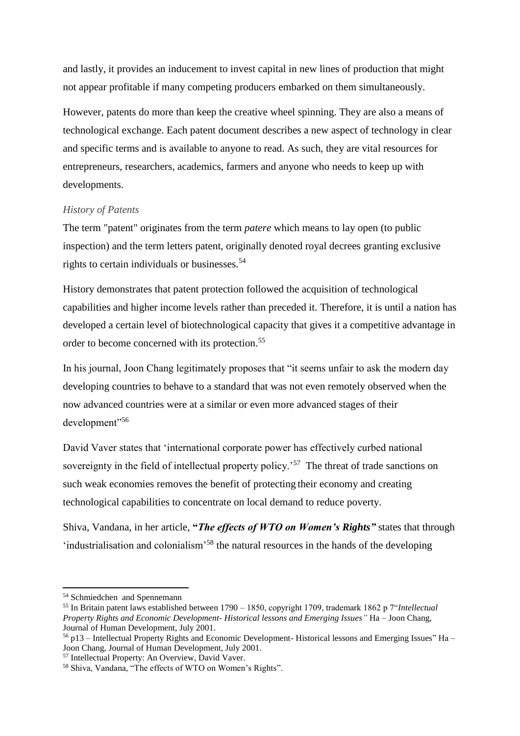and lastly, it provides an inducement to invest capital in new lines of production that might not appear profitable if many competing producers embarked on them simultaneously.

However, patents do more than keep the creative wheel spinning. They are also a means of technological exchange. Each patent document describes a new aspect of technology in clear and specific terms and is available to anyone to read. As such, they are vital resources for entrepreneurs, researchers, academics, farmers and anyone who needs to keep up with developments.

*History of Patents*

The term "patent" originates from the term *patere* which means to lay open (to public inspection) and the term letters patent, originally denoted royal decrees granting exclusive rights to certain individuals or businesses.[54]

History demonstrates that patent protection followed the acquisition of technological capabilities and higher income levels rather than preceded it. Therefore, it is until a nation has developed a certain level of biotechnological capacity that gives it a competitive advantage in order to become concerned with its protection.[55]

In his journal, Joon Chang legitimately proposes that "it seems unfair to ask the modern day developing countries to behave to a standard that was not even remotely observed when the now advanced countries were at a similar or even more advanced stages of their development"[56]

David Vaver states that 'international corporate power has effectively curbed national sovereignty in the field of intellectual property policy.'[57] The threat of trade sanctions on such weak economies removes the benefit of protecting their economy and creating technological capabilities to concentrate on local demand to reduce poverty.

Shiva, Vandana, in her article, **"*The effects of WTO on Women's Rights*"** states that through 'industrialisation and colonialism'[58] the natural resources in the hands of the developing

---

[54] Schmiedchen and Spennemann

[55] In Britain patent laws established between 1790 – 1850, copyright 1709, trademark 1862 p 7"*Intellectual Property Rights and Economic Development- Historical lessons and Emerging Issues"* Ha – Joon Chang, Journal of Human Development, July 2001.

[56] p13 – Intellectual Property Rights and Economic Development- Historical lessons and Emerging Issues" Ha – Joon Chang, Journal of Human Development, July 2001.

[57] Intellectual Property: An Overview, David Vaver.

[58] Shiva, Vandana, "The effects of WTO on Women's Rights".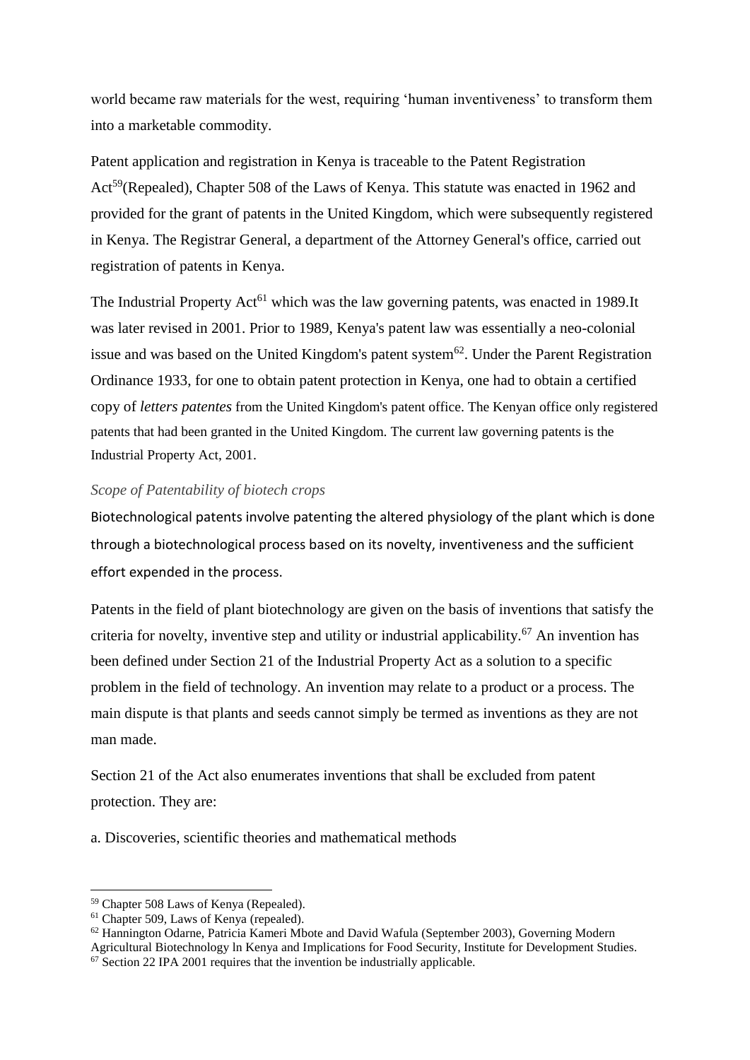world became raw materials for the west, requiring 'human inventiveness' to transform them into a marketable commodity.

Patent application and registration in Kenya is traceable to the Patent Registration Act[59](Repealed), Chapter 508 of the Laws of Kenya. This statute was enacted in 1962 and provided for the grant of patents in the United Kingdom, which were subsequently registered in Kenya. The Registrar General, a department of the Attorney General's office, carried out registration of patents in Kenya.

The Industrial Property Act[61] which was the law governing patents, was enacted in 1989.It was later revised in 2001. Prior to 1989, Kenya's patent law was essentially a neo-colonial issue and was based on the United Kingdom's patent system[62]. Under the Parent Registration Ordinance 1933, for one to obtain patent protection in Kenya, one had to obtain a certified copy of *letters patentes* from the United Kingdom's patent office. The Kenyan office only registered patents that had been granted in the United Kingdom. The current law governing patents is the Industrial Property Act, 2001.

*Scope of Patentability of biotech crops*

Biotechnological patents involve patenting the altered physiology of the plant which is done through a biotechnological process based on its novelty, inventiveness and the sufficient effort expended in the process.

Patents in the field of plant biotechnology are given on the basis of inventions that satisfy the criteria for novelty, inventive step and utility or industrial applicability.[67] An invention has been defined under Section 21 of the Industrial Property Act as a solution to a specific problem in the field of technology. An invention may relate to a product or a process. The main dispute is that plants and seeds cannot simply be termed as inventions as they are not man made.

Section 21 of the Act also enumerates inventions that shall be excluded from patent protection. They are:

a. Discoveries, scientific theories and mathematical methods

---

[59] Chapter 508 Laws of Kenya (Repealed).

[61] Chapter 509, Laws of Kenya (repealed).

[62] Hannington Odarne, Patricia Kameri Mbote and David Wafula (September 2003), Governing Modern Agricultural Biotechnology ln Kenya and Implications for Food Security, Institute for Development Studies.

[67] Section 22 IPA 2001 requires that the invention be industrially applicable.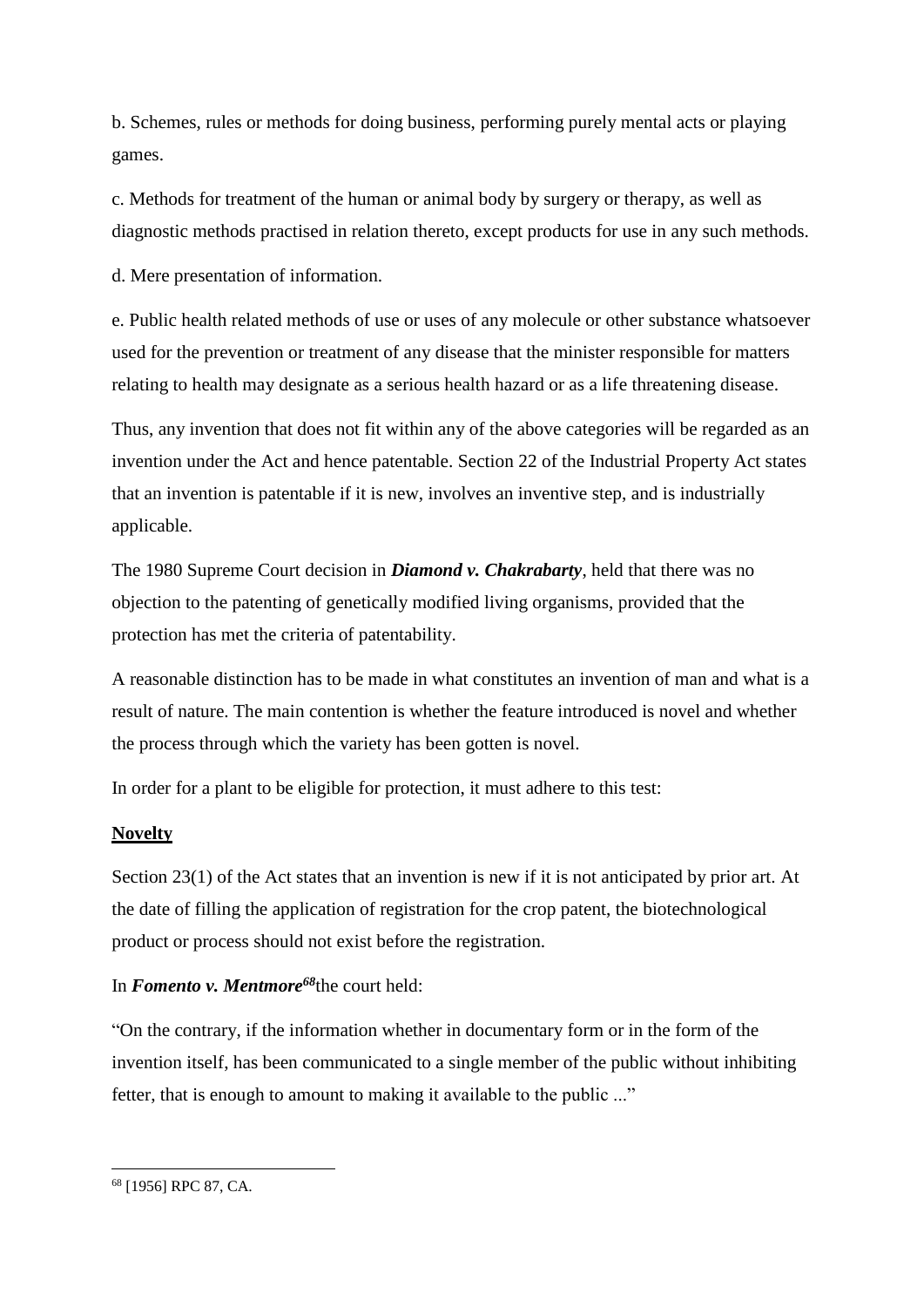b. Schemes, rules or methods for doing business, performing purely mental acts or playing games.

c. Methods for treatment of the human or animal body by surgery or therapy, as well as diagnostic methods practised in relation thereto, except products for use in any such methods.

d. Mere presentation of information.

e. Public health related methods of use or uses of any molecule or other substance whatsoever used for the prevention or treatment of any disease that the minister responsible for matters relating to health may designate as a serious health hazard or as a life threatening disease.

Thus, any invention that does not fit within any of the above categories will be regarded as an invention under the Act and hence patentable. Section 22 of the Industrial Property Act states that an invention is patentable if it is new, involves an inventive step, and is industrially applicable.

The 1980 Supreme Court decision in ***Diamond v. Chakrabarty***, held that there was no objection to the patenting of genetically modified living organisms, provided that the protection has met the criteria of patentability.

A reasonable distinction has to be made in what constitutes an invention of man and what is a result of nature. The main contention is whether the feature introduced is novel and whether the process through which the variety has been gotten is novel.

In order for a plant to be eligible for protection, it must adhere to this test:

**Novelty**

Section 23(1) of the Act states that an invention is new if it is not anticipated by prior art. At the date of filling the application of registration for the crop patent, the biotechnological product or process should not exist before the registration.

In ***Fomento v. Mentmore***[68] the court held:

"On the contrary, if the information whether in documentary form or in the form of the invention itself, has been communicated to a single member of the public without inhibiting fetter, that is enough to amount to making it available to the public ..."

---

[68] [1956] RPC 87, CA.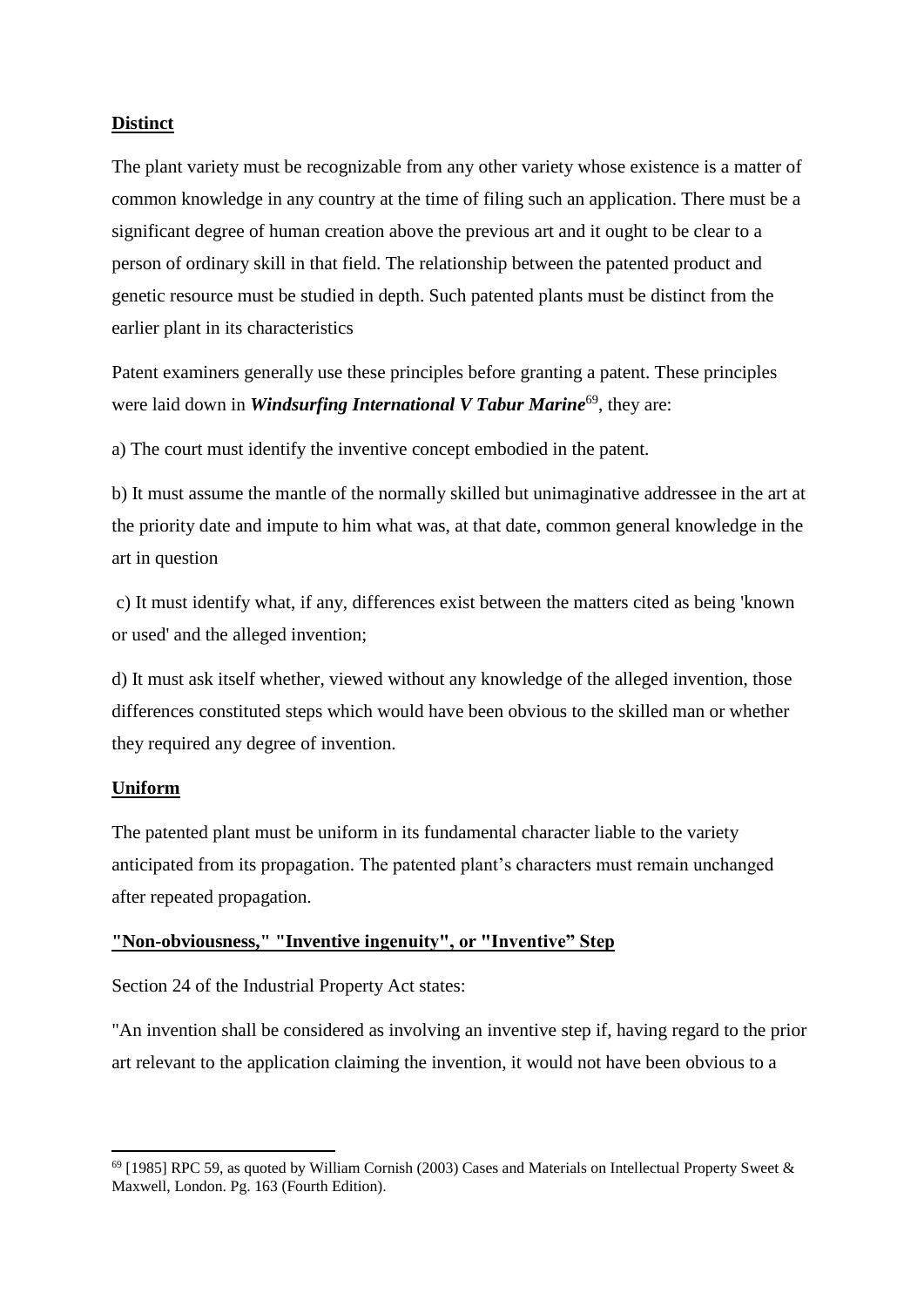**Distinct**

The plant variety must be recognizable from any other variety whose existence is a matter of common knowledge in any country at the time of filing such an application. There must be a significant degree of human creation above the previous art and it ought to be clear to a person of ordinary skill in that field. The relationship between the patented product and genetic resource must be studied in depth. Such patented plants must be distinct from the earlier plant in its characteristics

Patent examiners generally use these principles before granting a patent. These principles were laid down in ***Windsurfing International V Tabur Marine***[69], they are:

a) The court must identify the inventive concept embodied in the patent.

b) It must assume the mantle of the normally skilled but unimaginative addressee in the art at the priority date and impute to him what was, at that date, common general knowledge in the art in question

c) It must identify what, if any, differences exist between the matters cited as being 'known or used' and the alleged invention;

d) It must ask itself whether, viewed without any knowledge of the alleged invention, those differences constituted steps which would have been obvious to the skilled man or whether they required any degree of invention.

**Uniform**

The patented plant must be uniform in its fundamental character liable to the variety anticipated from its propagation. The patented plant's characters must remain unchanged after repeated propagation.

**"Non-obviousness," "Inventive ingenuity", or "Inventive" Step**

Section 24 of the Industrial Property Act states:

"An invention shall be considered as involving an inventive step if, having regard to the prior art relevant to the application claiming the invention, it would not have been obvious to a

[69] [1985] RPC 59, as quoted by William Cornish (2003) Cases and Materials on Intellectual Property Sweet & Maxwell, London. Pg. 163 (Fourth Edition).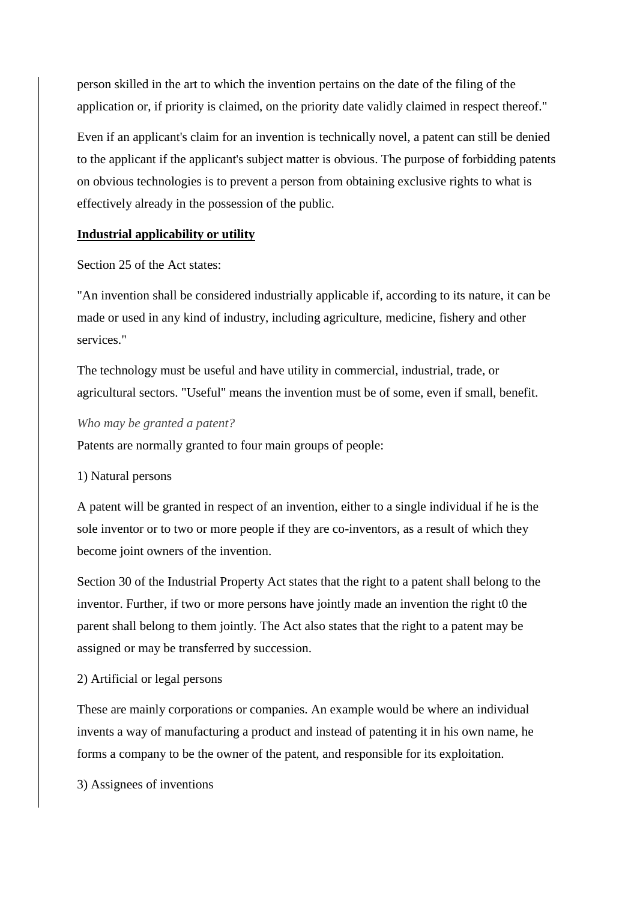person skilled in the art to which the invention pertains on the date of the filing of the application or, if priority is claimed, on the priority date validly claimed in respect thereof."

Even if an applicant's claim for an invention is technically novel, a patent can still be denied to the applicant if the applicant's subject matter is obvious. The purpose of forbidding patents on obvious technologies is to prevent a person from obtaining exclusive rights to what is effectively already in the possession of the public.

**Industrial applicability or utility**

Section 25 of the Act states:

"An invention shall be considered industrially applicable if, according to its nature, it can be made or used in any kind of industry, including agriculture, medicine, fishery and other services."

The technology must be useful and have utility in commercial, industrial, trade, or agricultural sectors. "Useful" means the invention must be of some, even if small, benefit.

*Who may be granted a patent?*

Patents are normally granted to four main groups of people:

1) Natural persons

A patent will be granted in respect of an invention, either to a single individual if he is the sole inventor or to two or more people if they are co-inventors, as a result of which they become joint owners of the invention.

Section 30 of the Industrial Property Act states that the right to a patent shall belong to the inventor. Further, if two or more persons have jointly made an invention the right t0 the parent shall belong to them jointly. The Act also states that the right to a patent may be assigned or may be transferred by succession.

2) Artificial or legal persons

These are mainly corporations or companies. An example would be where an individual invents a way of manufacturing a product and instead of patenting it in his own name, he forms a company to be the owner of the patent, and responsible for its exploitation.

3) Assignees of inventions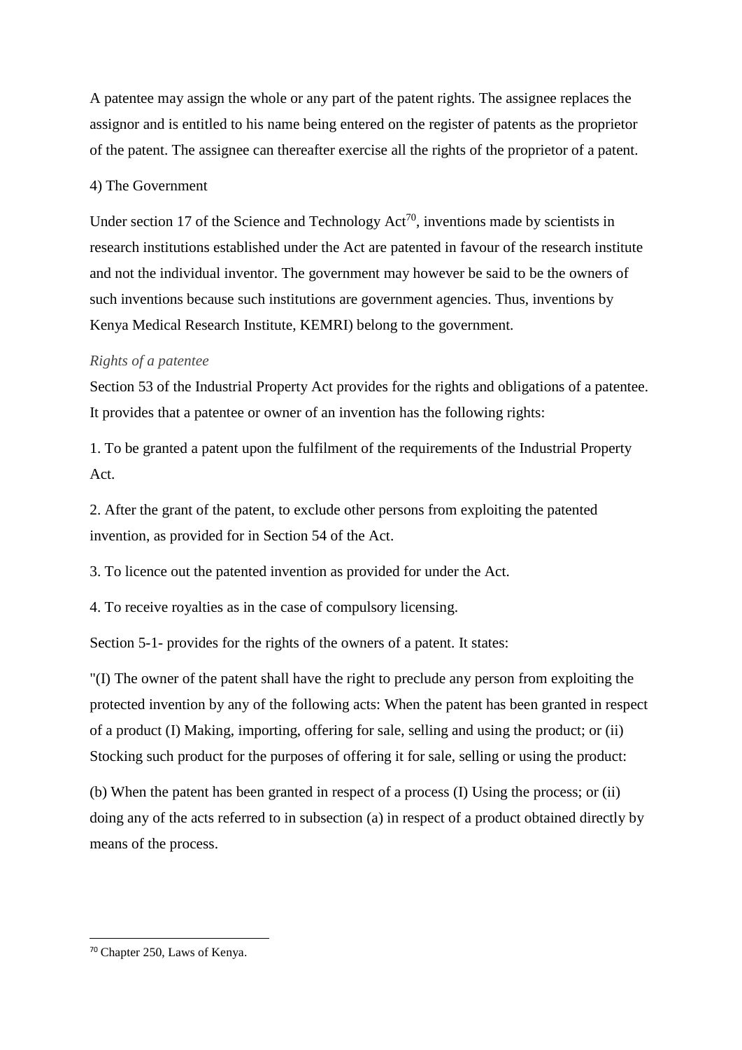A patentee may assign the whole or any part of the patent rights. The assignee replaces the assignor and is entitled to his name being entered on the register of patents as the proprietor of the patent. The assignee can thereafter exercise all the rights of the proprietor of a patent.

4) The Government

Under section 17 of the Science and Technology Act[70], inventions made by scientists in research institutions established under the Act are patented in favour of the research institute and not the individual inventor. The government may however be said to be the owners of such inventions because such institutions are government agencies. Thus, inventions by Kenya Medical Research Institute, KEMRI) belong to the government.

*Rights of a patentee*

Section 53 of the Industrial Property Act provides for the rights and obligations of a patentee. It provides that a patentee or owner of an invention has the following rights:

1. To be granted a patent upon the fulfilment of the requirements of the Industrial Property Act.

2. After the grant of the patent, to exclude other persons from exploiting the patented invention, as provided for in Section 54 of the Act.

3. To licence out the patented invention as provided for under the Act.

4. To receive royalties as in the case of compulsory licensing.

Section 5-1- provides for the rights of the owners of a patent. It states:

"(I) The owner of the patent shall have the right to preclude any person from exploiting the protected invention by any of the following acts: When the patent has been granted in respect of a product (I) Making, importing, offering for sale, selling and using the product; or (ii) Stocking such product for the purposes of offering it for sale, selling or using the product:

(b) When the patent has been granted in respect of a process (I) Using the process; or (ii) doing any of the acts referred to in subsection (a) in respect of a product obtained directly by means of the process.

[70] Chapter 250, Laws of Kenya.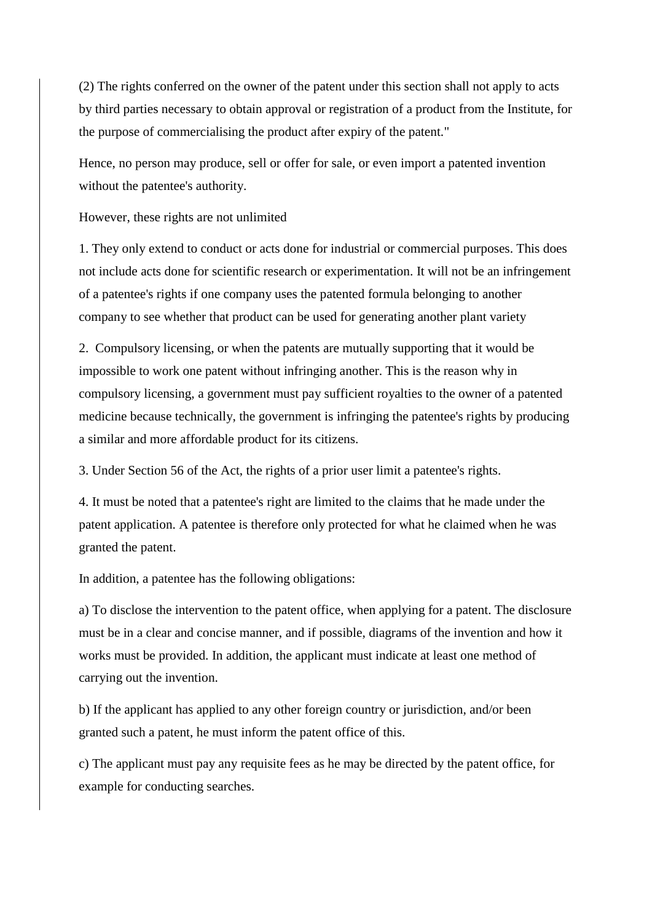(2) The rights conferred on the owner of the patent under this section shall not apply to acts by third parties necessary to obtain approval or registration of a product from the Institute, for the purpose of commercialising the product after expiry of the patent."

Hence, no person may produce, sell or offer for sale, or even import a patented invention without the patentee's authority.

However, these rights are not unlimited

1. They only extend to conduct or acts done for industrial or commercial purposes. This does not include acts done for scientific research or experimentation. It will not be an infringement of a patentee's rights if one company uses the patented formula belonging to another company to see whether that product can be used for generating another plant variety

2. Compulsory licensing, or when the patents are mutually supporting that it would be impossible to work one patent without infringing another. This is the reason why in compulsory licensing, a government must pay sufficient royalties to the owner of a patented medicine because technically, the government is infringing the patentee's rights by producing a similar and more affordable product for its citizens.

3. Under Section 56 of the Act, the rights of a prior user limit a patentee's rights.

4. It must be noted that a patentee's right are limited to the claims that he made under the patent application. A patentee is therefore only protected for what he claimed when he was granted the patent.

In addition, a patentee has the following obligations:

a) To disclose the intervention to the patent office, when applying for a patent. The disclosure must be in a clear and concise manner, and if possible, diagrams of the invention and how it works must be provided. In addition, the applicant must indicate at least one method of carrying out the invention.

b) If the applicant has applied to any other foreign country or jurisdiction, and/or been granted such a patent, he must inform the patent office of this.

c) The applicant must pay any requisite fees as he may be directed by the patent office, for example for conducting searches.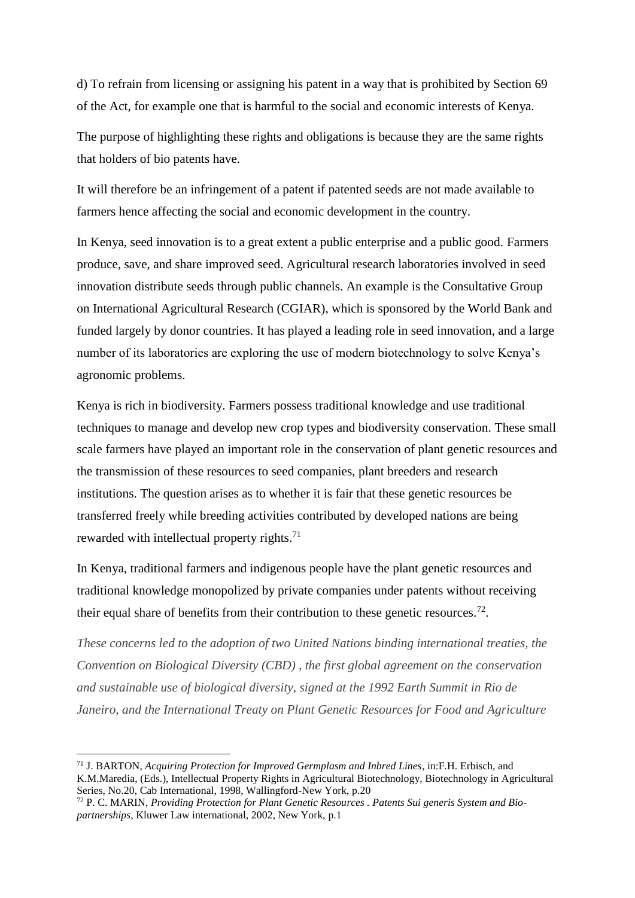d) To refrain from licensing or assigning his patent in a way that is prohibited by Section 69 of the Act, for example one that is harmful to the social and economic interests of Kenya.

The purpose of highlighting these rights and obligations is because they are the same rights that holders of bio patents have.

It will therefore be an infringement of a patent if patented seeds are not made available to farmers hence affecting the social and economic development in the country.

In Kenya, seed innovation is to a great extent a public enterprise and a public good. Farmers produce, save, and share improved seed. Agricultural research laboratories involved in seed innovation distribute seeds through public channels. An example is the Consultative Group on International Agricultural Research (CGIAR), which is sponsored by the World Bank and funded largely by donor countries. It has played a leading role in seed innovation, and a large number of its laboratories are exploring the use of modern biotechnology to solve Kenya's agronomic problems.

Kenya is rich in biodiversity. Farmers possess traditional knowledge and use traditional techniques to manage and develop new crop types and biodiversity conservation. These small scale farmers have played an important role in the conservation of plant genetic resources and the transmission of these resources to seed companies, plant breeders and research institutions. The question arises as to whether it is fair that these genetic resources be transferred freely while breeding activities contributed by developed nations are being rewarded with intellectual property rights.[71]

In Kenya, traditional farmers and indigenous people have the plant genetic resources and traditional knowledge monopolized by private companies under patents without receiving their equal share of benefits from their contribution to these genetic resources.[72].

*These concerns led to the adoption of two United Nations binding international treaties, the Convention on Biological Diversity (CBD) , the first global agreement on the conservation and sustainable use of biological diversity, signed at the 1992 Earth Summit in Rio de Janeiro, and the International Treaty on Plant Genetic Resources for Food and Agriculture*

---

[71] J. BARTON, *Acquiring Protection for Improved Germplasm and Inbred Lines*, in:F.H. Erbisch, and K.M.Maredia, (Eds.), Intellectual Property Rights in Agricultural Biotechnology, Biotechnology in Agricultural Series, No.20, Cab International, 1998, Wallingford-New York, p.20

[72] P. C. MARIN, *Providing Protection for Plant Genetic Resources . Patents Sui generis System and Bio-partnerships*, Kluwer Law international, 2002, New York, p.1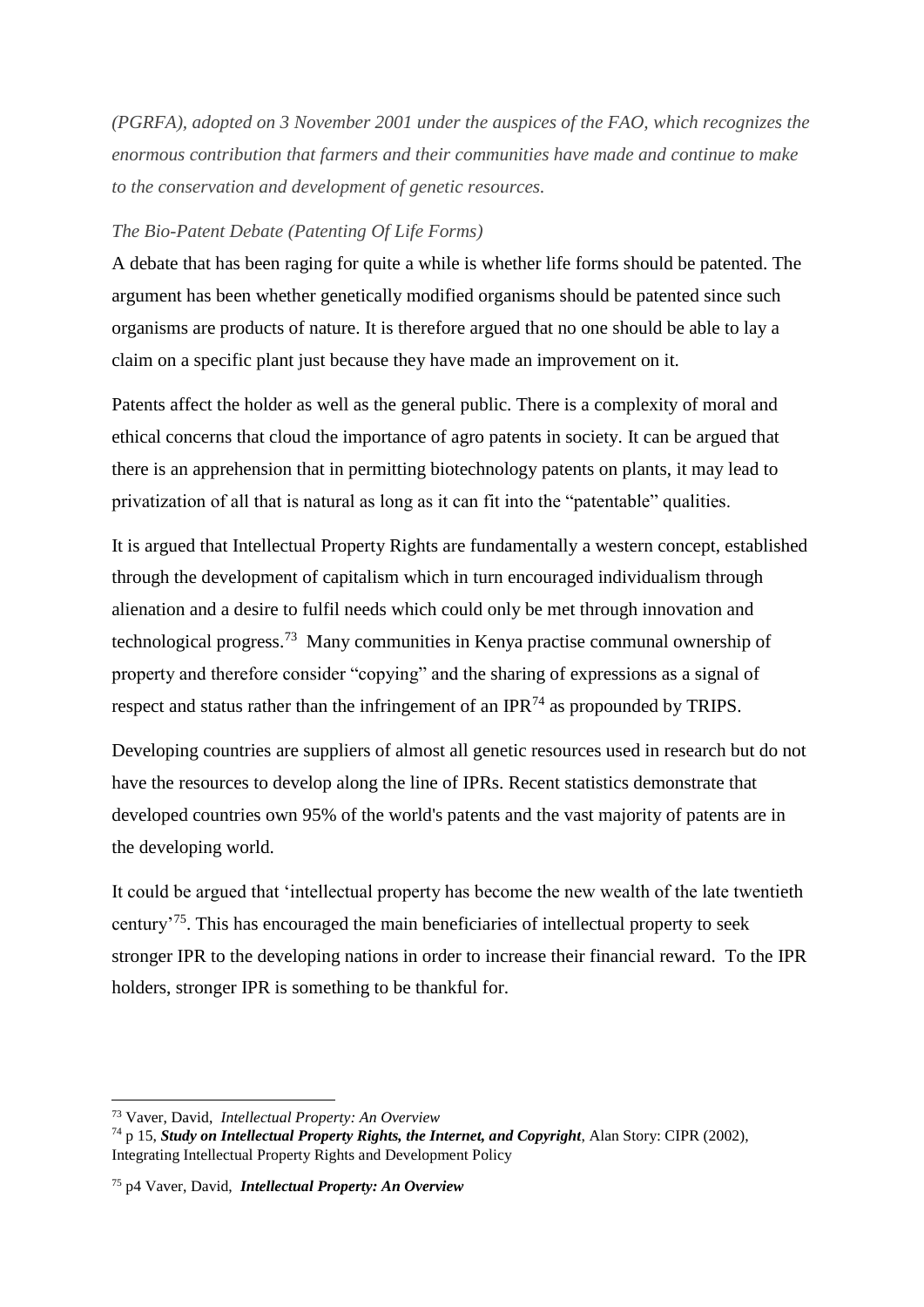*(PGRFA), adopted on 3 November 2001 under the auspices of the FAO, which recognizes the enormous contribution that farmers and their communities have made and continue to make to the conservation and development of genetic resources.*

*The Bio-Patent Debate (Patenting Of Life Forms)*

A debate that has been raging for quite a while is whether life forms should be patented. The argument has been whether genetically modified organisms should be patented since such organisms are products of nature. It is therefore argued that no one should be able to lay a claim on a specific plant just because they have made an improvement on it.

Patents affect the holder as well as the general public. There is a complexity of moral and ethical concerns that cloud the importance of agro patents in society. It can be argued that there is an apprehension that in permitting biotechnology patents on plants, it may lead to privatization of all that is natural as long as it can fit into the "patentable" qualities.

It is argued that Intellectual Property Rights are fundamentally a western concept, established through the development of capitalism which in turn encouraged individualism through alienation and a desire to fulfil needs which could only be met through innovation and technological progress.[73] Many communities in Kenya practise communal ownership of property and therefore consider "copying" and the sharing of expressions as a signal of respect and status rather than the infringement of an IPR[74] as propounded by TRIPS.

Developing countries are suppliers of almost all genetic resources used in research but do not have the resources to develop along the line of IPRs. Recent statistics demonstrate that developed countries own 95% of the world's patents and the vast majority of patents are in the developing world.

It could be argued that 'intellectual property has become the new wealth of the late twentieth century'[75]. This has encouraged the main beneficiaries of intellectual property to seek stronger IPR to the developing nations in order to increase their financial reward. To the IPR holders, stronger IPR is something to be thankful for.

---

[73] Vaver, David, *Intellectual Property: An Overview*

[74] p 15, ***Study on Intellectual Property Rights, the Internet, and Copyright***, Alan Story: CIPR (2002), Integrating Intellectual Property Rights and Development Policy

[75] p4 Vaver, David, ***Intellectual Property: An Overview***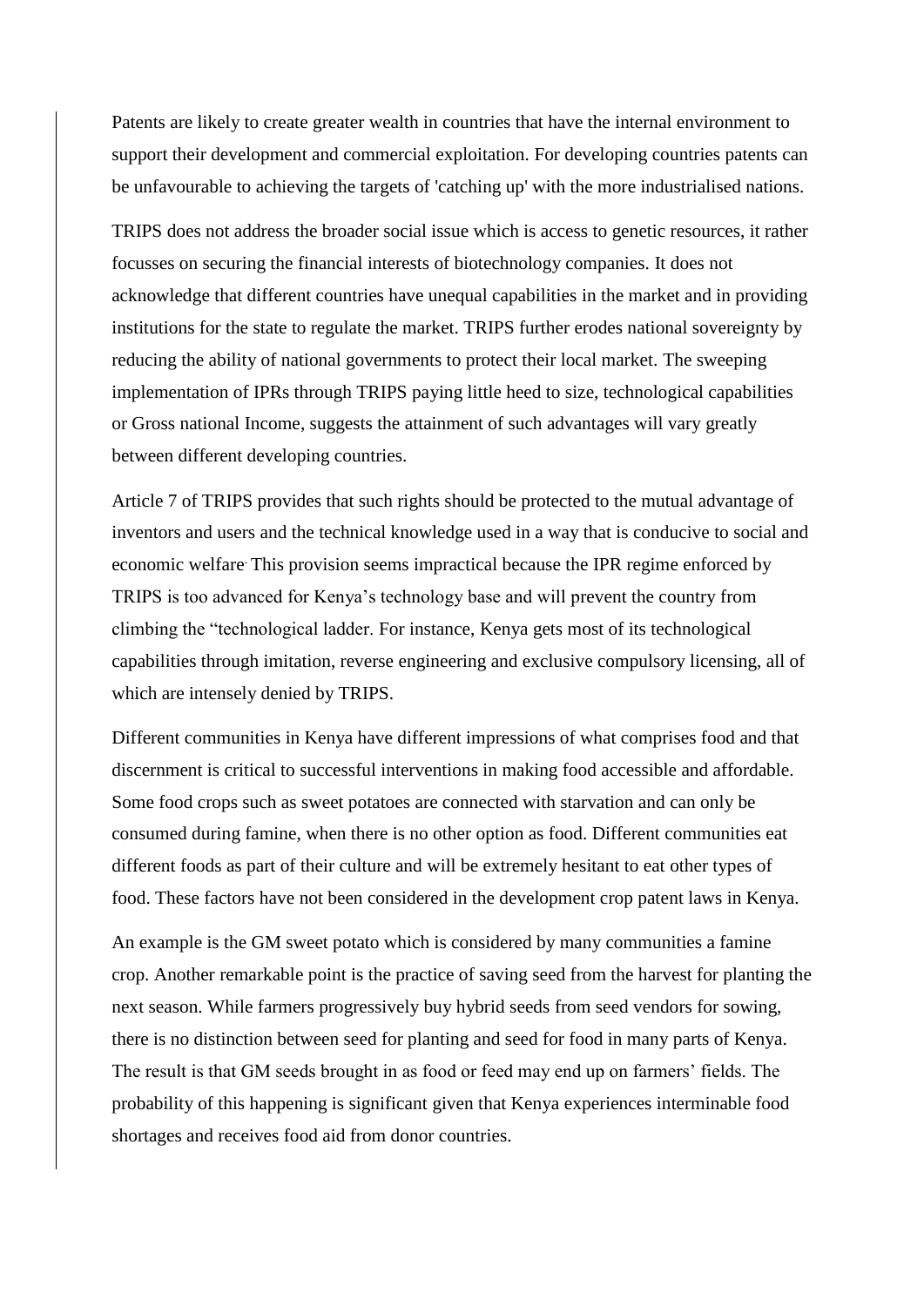Patents are likely to create greater wealth in countries that have the internal environment to support their development and commercial exploitation. For developing countries patents can be unfavourable to achieving the targets of 'catching up' with the more industrialised nations.

TRIPS does not address the broader social issue which is access to genetic resources, it rather focusses on securing the financial interests of biotechnology companies. It does not acknowledge that different countries have unequal capabilities in the market and in providing institutions for the state to regulate the market. TRIPS further erodes national sovereignty by reducing the ability of national governments to protect their local market. The sweeping implementation of IPRs through TRIPS paying little heed to size, technological capabilities or Gross national Income, suggests the attainment of such advantages will vary greatly between different developing countries.

Article 7 of TRIPS provides that such rights should be protected to the mutual advantage of inventors and users and the technical knowledge used in a way that is conducive to social and economic welfare. This provision seems impractical because the IPR regime enforced by TRIPS is too advanced for Kenya's technology base and will prevent the country from climbing the "technological ladder. For instance, Kenya gets most of its technological capabilities through imitation, reverse engineering and exclusive compulsory licensing, all of which are intensely denied by TRIPS.

Different communities in Kenya have different impressions of what comprises food and that discernment is critical to successful interventions in making food accessible and affordable. Some food crops such as sweet potatoes are connected with starvation and can only be consumed during famine, when there is no other option as food. Different communities eat different foods as part of their culture and will be extremely hesitant to eat other types of food. These factors have not been considered in the development crop patent laws in Kenya.

An example is the GM sweet potato which is considered by many communities a famine crop. Another remarkable point is the practice of saving seed from the harvest for planting the next season. While farmers progressively buy hybrid seeds from seed vendors for sowing, there is no distinction between seed for planting and seed for food in many parts of Kenya. The result is that GM seeds brought in as food or feed may end up on farmers' fields. The probability of this happening is significant given that Kenya experiences interminable food shortages and receives food aid from donor countries.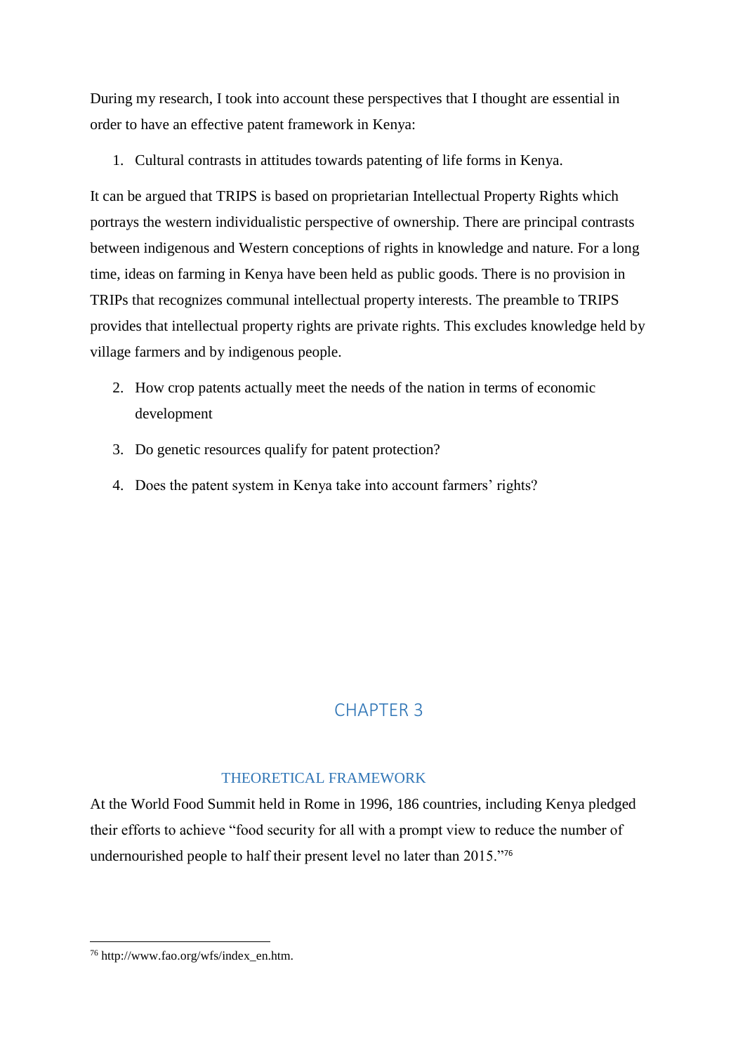During my research, I took into account these perspectives that I thought are essential in order to have an effective patent framework in Kenya:

1. Cultural contrasts in attitudes towards patenting of life forms in Kenya.

It can be argued that TRIPS is based on proprietarian Intellectual Property Rights which portrays the western individualistic perspective of ownership. There are principal contrasts between indigenous and Western conceptions of rights in knowledge and nature. For a long time, ideas on farming in Kenya have been held as public goods. There is no provision in TRIPs that recognizes communal intellectual property interests. The preamble to TRIPS provides that intellectual property rights are private rights. This excludes knowledge held by village farmers and by indigenous people.

2. How crop patents actually meet the needs of the nation in terms of economic development
3. Do genetic resources qualify for patent protection?
4. Does the patent system in Kenya take into account farmers' rights?

# CHAPTER 3

## THEORETICAL FRAMEWORK

At the World Food Summit held in Rome in 1996, 186 countries, including Kenya pledged their efforts to achieve "food security for all with a prompt view to reduce the number of undernourished people to half their present level no later than 2015."[76]

[76] http://www.fao.org/wfs/index_en.htm.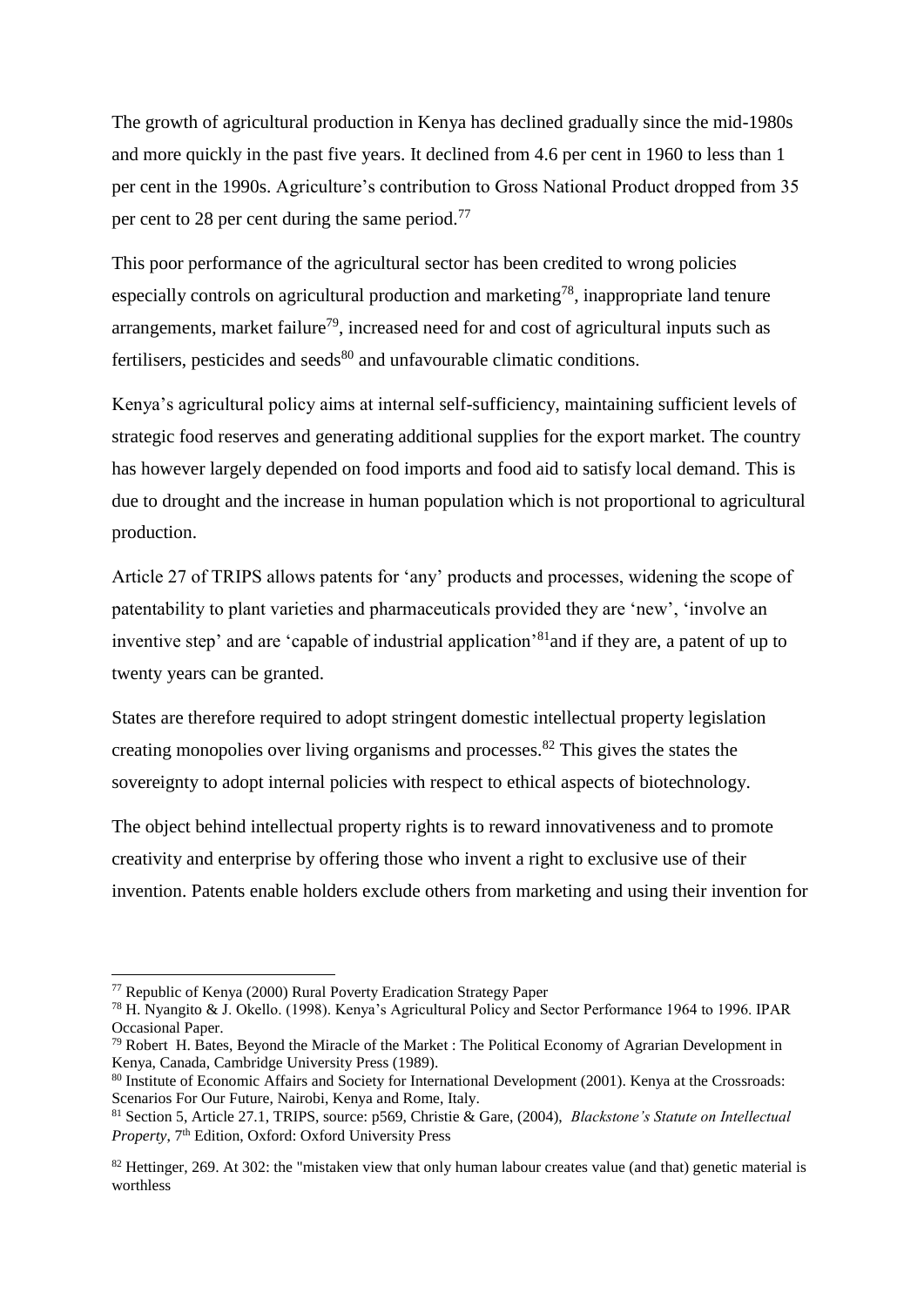The growth of agricultural production in Kenya has declined gradually since the mid-1980s and more quickly in the past five years. It declined from 4.6 per cent in 1960 to less than 1 per cent in the 1990s. Agriculture's contribution to Gross National Product dropped from 35 per cent to 28 per cent during the same period.[77]

This poor performance of the agricultural sector has been credited to wrong policies especially controls on agricultural production and marketing[78], inappropriate land tenure arrangements, market failure[79], increased need for and cost of agricultural inputs such as fertilisers, pesticides and seeds[80] and unfavourable climatic conditions.

Kenya's agricultural policy aims at internal self-sufficiency, maintaining sufficient levels of strategic food reserves and generating additional supplies for the export market. The country has however largely depended on food imports and food aid to satisfy local demand. This is due to drought and the increase in human population which is not proportional to agricultural production.

Article 27 of TRIPS allows patents for 'any' products and processes, widening the scope of patentability to plant varieties and pharmaceuticals provided they are 'new', 'involve an inventive step' and are 'capable of industrial application'[81]and if they are, a patent of up to twenty years can be granted.

States are therefore required to adopt stringent domestic intellectual property legislation creating monopolies over living organisms and processes.[82] This gives the states the sovereignty to adopt internal policies with respect to ethical aspects of biotechnology.

The object behind intellectual property rights is to reward innovativeness and to promote creativity and enterprise by offering those who invent a right to exclusive use of their invention. Patents enable holders exclude others from marketing and using their invention for

---

[77] Republic of Kenya (2000) Rural Poverty Eradication Strategy Paper

[78] H. Nyangito & J. Okello. (1998). Kenya's Agricultural Policy and Sector Performance 1964 to 1996. IPAR Occasional Paper.

[79] Robert H. Bates, Beyond the Miracle of the Market : The Political Economy of Agrarian Development in Kenya, Canada, Cambridge University Press (1989).

[80] Institute of Economic Affairs and Society for International Development (2001). Kenya at the Crossroads: Scenarios For Our Future, Nairobi, Kenya and Rome, Italy.

[81] Section 5, Article 27.1, TRIPS, source: p569, Christie & Gare, (2004), *Blackstone's Statute on Intellectual Property*, 7th Edition, Oxford: Oxford University Press

[82] Hettinger, 269. At 302: the "mistaken view that only human labour creates value (and that) genetic material is worthless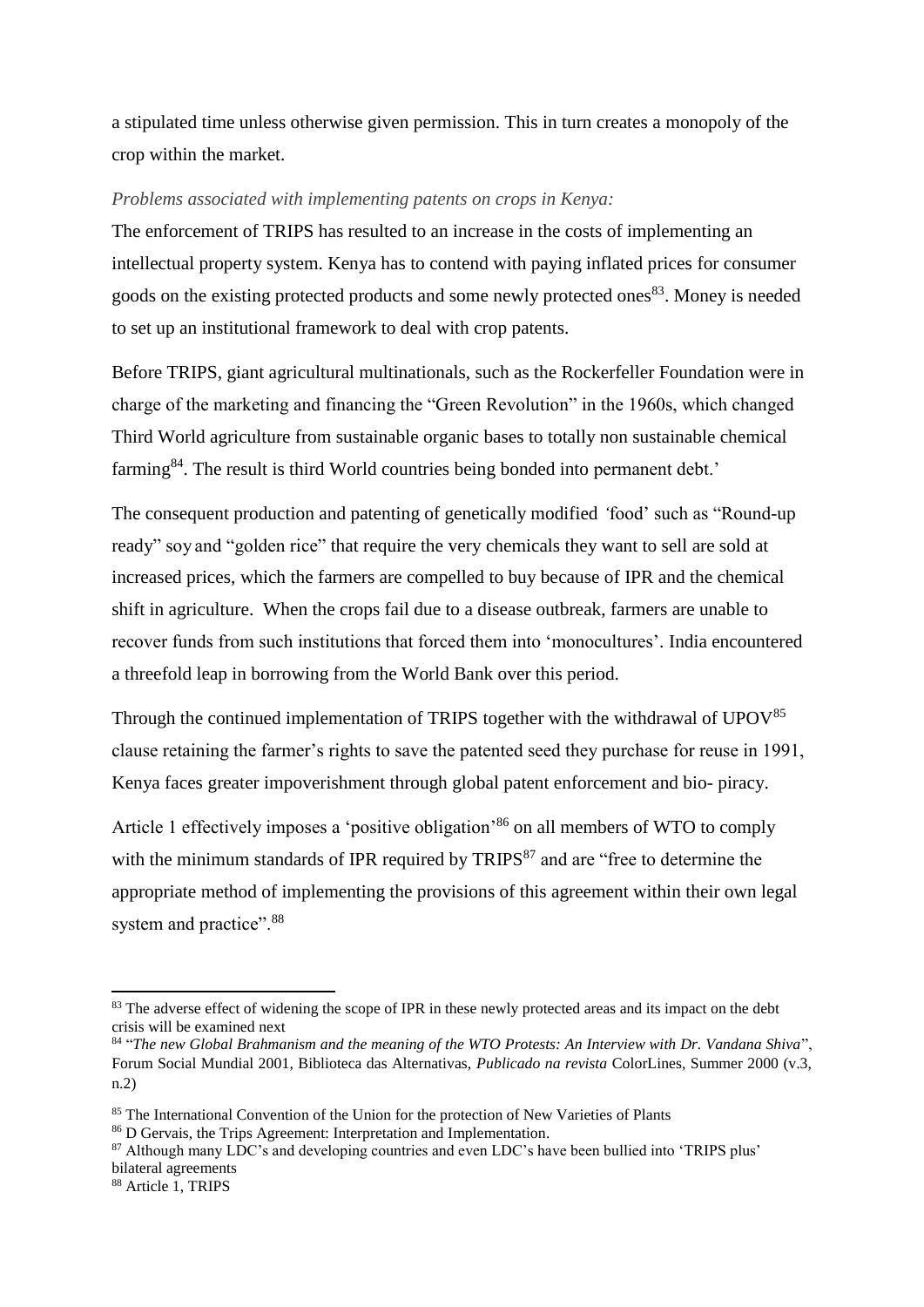a stipulated time unless otherwise given permission. This in turn creates a monopoly of the crop within the market.

*Problems associated with implementing patents on crops in Kenya:*

The enforcement of TRIPS has resulted to an increase in the costs of implementing an intellectual property system. Kenya has to contend with paying inflated prices for consumer goods on the existing protected products and some newly protected ones[83]. Money is needed to set up an institutional framework to deal with crop patents.

Before TRIPS, giant agricultural multinationals, such as the Rockerfeller Foundation were in charge of the marketing and financing the "Green Revolution" in the 1960s, which changed Third World agriculture from sustainable organic bases to totally non sustainable chemical farming[84]. The result is third World countries being bonded into permanent debt.'

The consequent production and patenting of genetically modified 'food' such as "Round-up ready" soy and "golden rice" that require the very chemicals they want to sell are sold at increased prices, which the farmers are compelled to buy because of IPR and the chemical shift in agriculture. When the crops fail due to a disease outbreak, farmers are unable to recover funds from such institutions that forced them into 'monocultures'. India encountered a threefold leap in borrowing from the World Bank over this period.

Through the continued implementation of TRIPS together with the withdrawal of UPOV[85] clause retaining the farmer's rights to save the patented seed they purchase for reuse in 1991, Kenya faces greater impoverishment through global patent enforcement and bio- piracy.

Article 1 effectively imposes a 'positive obligation'[86] on all members of WTO to comply with the minimum standards of IPR required by TRIPS[87] and are "free to determine the appropriate method of implementing the provisions of this agreement within their own legal system and practice".[88]

---

[83] The adverse effect of widening the scope of IPR in these newly protected areas and its impact on the debt crisis will be examined next

[84] "*The new Global Brahmanism and the meaning of the WTO Protests: An Interview with Dr. Vandana Shiva*", Forum Social Mundial 2001, Biblioteca das Alternativas, *Publicado na revista* ColorLines, Summer 2000 (v.3, n.2)

[85] The International Convention of the Union for the protection of New Varieties of Plants

[86] D Gervais, the Trips Agreement: Interpretation and Implementation.

[87] Although many LDC's and developing countries and even LDC's have been bullied into 'TRIPS plus' bilateral agreements

[88] Article 1, TRIPS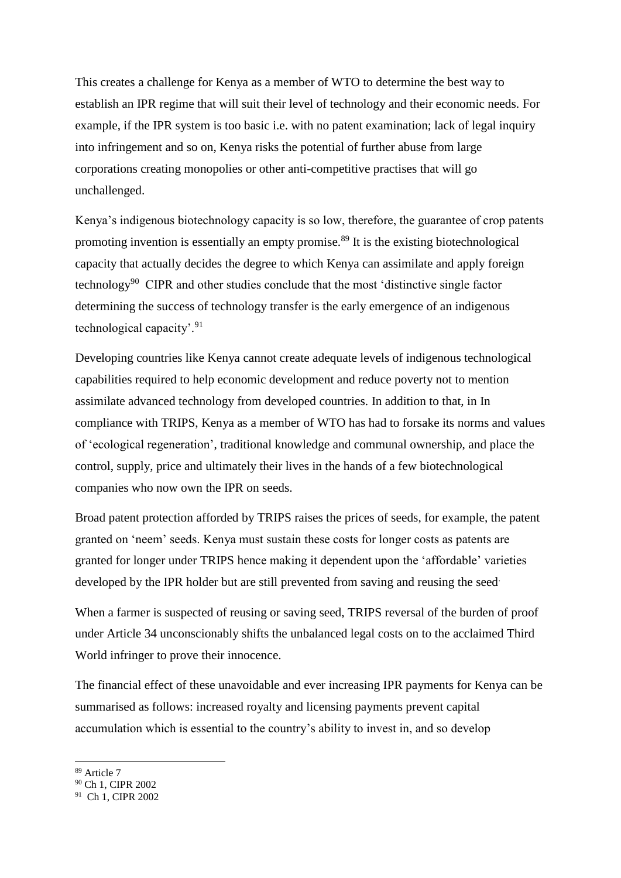This creates a challenge for Kenya as a member of WTO to determine the best way to establish an IPR regime that will suit their level of technology and their economic needs. For example, if the IPR system is too basic i.e. with no patent examination; lack of legal inquiry into infringement and so on, Kenya risks the potential of further abuse from large corporations creating monopolies or other anti-competitive practises that will go unchallenged.

Kenya's indigenous biotechnology capacity is so low, therefore, the guarantee of crop patents promoting invention is essentially an empty promise.[89] It is the existing biotechnological capacity that actually decides the degree to which Kenya can assimilate and apply foreign technology[90] CIPR and other studies conclude that the most 'distinctive single factor determining the success of technology transfer is the early emergence of an indigenous technological capacity'.[91]

Developing countries like Kenya cannot create adequate levels of indigenous technological capabilities required to help economic development and reduce poverty not to mention assimilate advanced technology from developed countries. In addition to that, in In compliance with TRIPS, Kenya as a member of WTO has had to forsake its norms and values of 'ecological regeneration', traditional knowledge and communal ownership, and place the control, supply, price and ultimately their lives in the hands of a few biotechnological companies who now own the IPR on seeds.

Broad patent protection afforded by TRIPS raises the prices of seeds, for example, the patent granted on 'neem' seeds. Kenya must sustain these costs for longer costs as patents are granted for longer under TRIPS hence making it dependent upon the 'affordable' varieties developed by the IPR holder but are still prevented from saving and reusing the seed.

When a farmer is suspected of reusing or saving seed, TRIPS reversal of the burden of proof under Article 34 unconscionably shifts the unbalanced legal costs on to the acclaimed Third World infringer to prove their innocence.

The financial effect of these unavoidable and ever increasing IPR payments for Kenya can be summarised as follows: increased royalty and licensing payments prevent capital accumulation which is essential to the country's ability to invest in, and so develop

---

[89] Article 7

[90] Ch 1, CIPR 2002

[91] Ch 1, CIPR 2002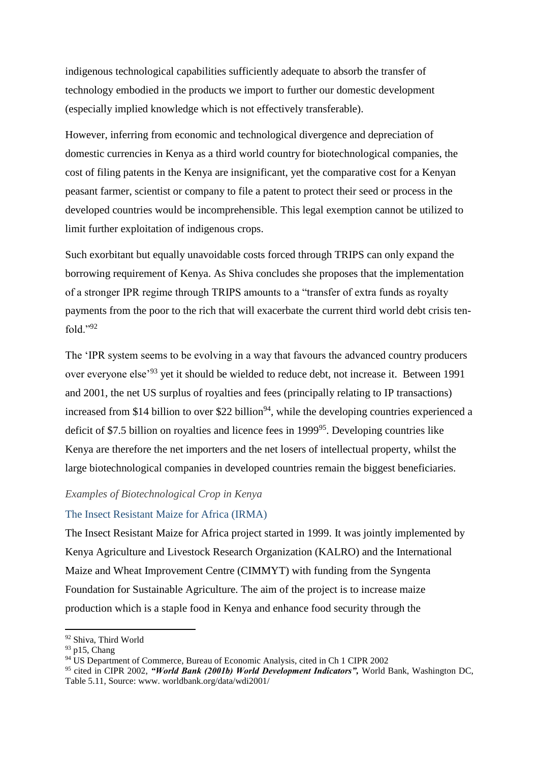indigenous technological capabilities sufficiently adequate to absorb the transfer of technology embodied in the products we import to further our domestic development (especially implied knowledge which is not effectively transferable).

However, inferring from economic and technological divergence and depreciation of domestic currencies in Kenya as a third world country for biotechnological companies, the cost of filing patents in the Kenya are insignificant, yet the comparative cost for a Kenyan peasant farmer, scientist or company to file a patent to protect their seed or process in the developed countries would be incomprehensible. This legal exemption cannot be utilized to limit further exploitation of indigenous crops.

Such exorbitant but equally unavoidable costs forced through TRIPS can only expand the borrowing requirement of Kenya. As Shiva concludes she proposes that the implementation of a stronger IPR regime through TRIPS amounts to a "transfer of extra funds as royalty payments from the poor to the rich that will exacerbate the current third world debt crisis ten-fold."[92]

The 'IPR system seems to be evolving in a way that favours the advanced country producers over everyone else'[93] yet it should be wielded to reduce debt, not increase it. Between 1991 and 2001, the net US surplus of royalties and fees (principally relating to IP transactions) increased from $14 billion to over $22 billion[94], while the developing countries experienced a deficit of $7.5 billion on royalties and licence fees in 1999[95]. Developing countries like Kenya are therefore the net importers and the net losers of intellectual property, whilst the large biotechnological companies in developed countries remain the biggest beneficiaries.

### *Examples of Biotechnological Crop in Kenya*

#### The Insect Resistant Maize for Africa (IRMA)

The Insect Resistant Maize for Africa project started in 1999. It was jointly implemented by Kenya Agriculture and Livestock Research Organization (KALRO) and the International Maize and Wheat Improvement Centre (CIMMYT) with funding from the Syngenta Foundation for Sustainable Agriculture. The aim of the project is to increase maize production which is a staple food in Kenya and enhance food security through the

---

[92] Shiva, Third World

[93] p15, Chang

[94] US Department of Commerce, Bureau of Economic Analysis, cited in Ch 1 CIPR 2002

[95] cited in CIPR 2002, ***"World Bank (2001b) World Development Indicators",*** World Bank, Washington DC, Table 5.11, Source: www.worldbank.org/data/wdi2001/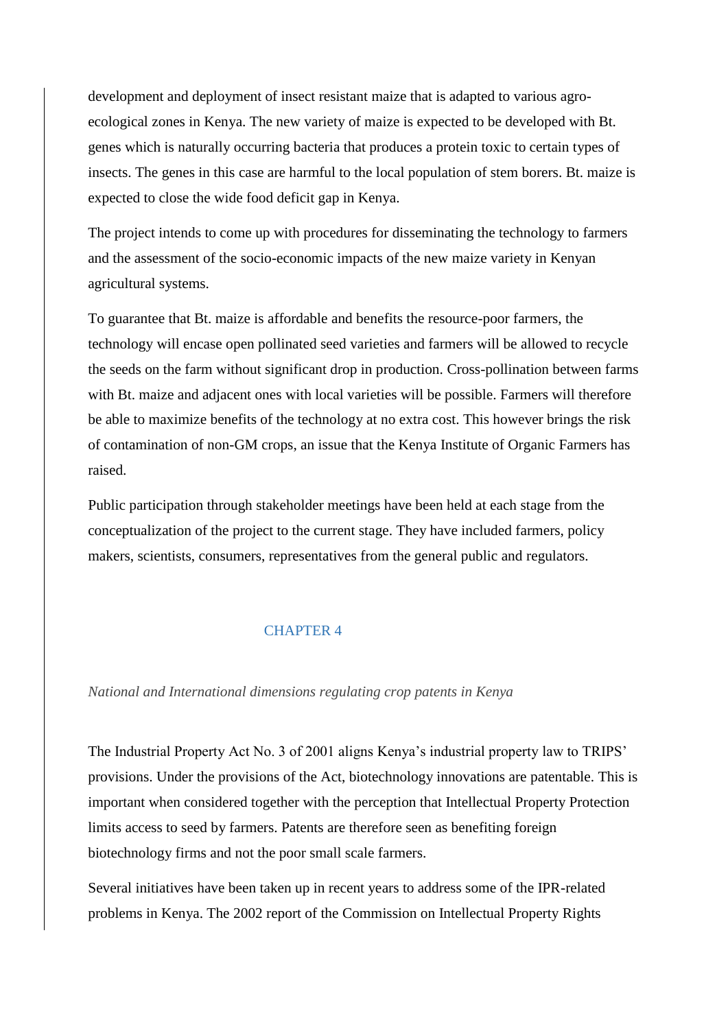development and deployment of insect resistant maize that is adapted to various agro-ecological zones in Kenya. The new variety of maize is expected to be developed with Bt. genes which is naturally occurring bacteria that produces a protein toxic to certain types of insects. The genes in this case are harmful to the local population of stem borers. Bt. maize is expected to close the wide food deficit gap in Kenya.

The project intends to come up with procedures for disseminating the technology to farmers and the assessment of the socio-economic impacts of the new maize variety in Kenyan agricultural systems.

To guarantee that Bt. maize is affordable and benefits the resource-poor farmers, the technology will encase open pollinated seed varieties and farmers will be allowed to recycle the seeds on the farm without significant drop in production. Cross-pollination between farms with Bt. maize and adjacent ones with local varieties will be possible. Farmers will therefore be able to maximize benefits of the technology at no extra cost. This however brings the risk of contamination of non-GM crops, an issue that the Kenya Institute of Organic Farmers has raised.

Public participation through stakeholder meetings have been held at each stage from the conceptualization of the project to the current stage. They have included farmers, policy makers, scientists, consumers, representatives from the general public and regulators.

# CHAPTER 4

*National and International dimensions regulating crop patents in Kenya*

The Industrial Property Act No. 3 of 2001 aligns Kenya's industrial property law to TRIPS' provisions. Under the provisions of the Act, biotechnology innovations are patentable. This is important when considered together with the perception that Intellectual Property Protection limits access to seed by farmers. Patents are therefore seen as benefiting foreign biotechnology firms and not the poor small scale farmers.

Several initiatives have been taken up in recent years to address some of the IPR-related problems in Kenya. The 2002 report of the Commission on Intellectual Property Rights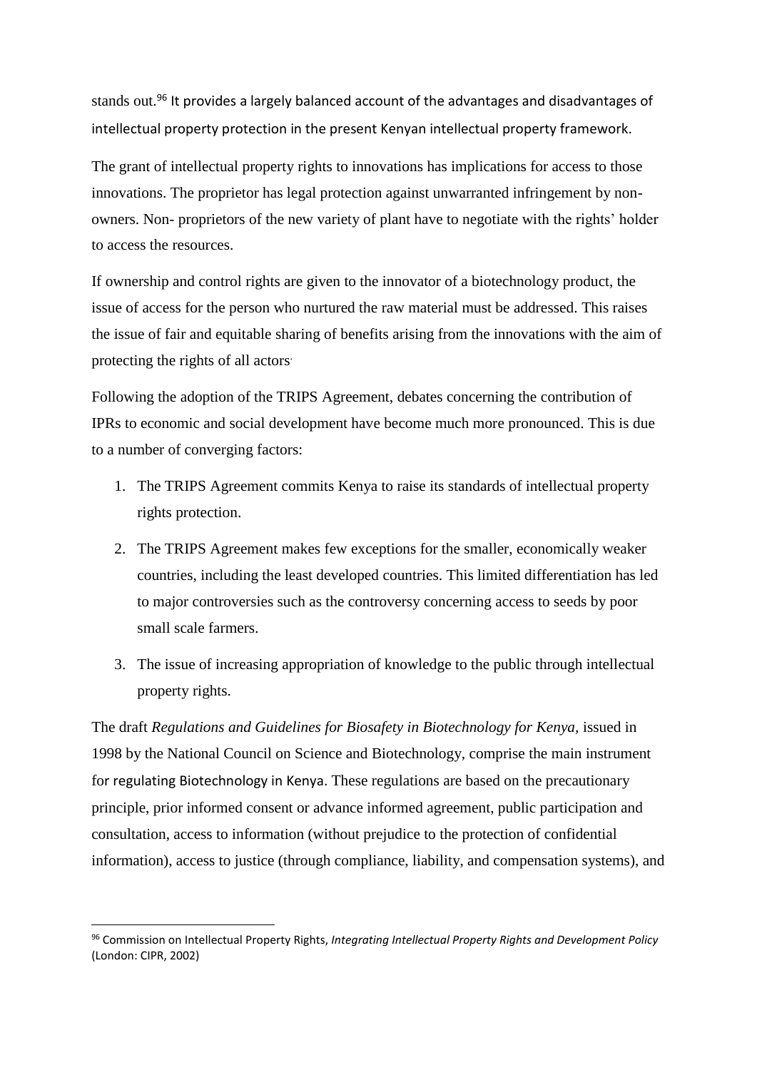stands out.[96] It provides a largely balanced account of the advantages and disadvantages of intellectual property protection in the present Kenyan intellectual property framework.

The grant of intellectual property rights to innovations has implications for access to those innovations. The proprietor has legal protection against unwarranted infringement by non-owners. Non- proprietors of the new variety of plant have to negotiate with the rights' holder to access the resources.

If ownership and control rights are given to the innovator of a biotechnology product, the issue of access for the person who nurtured the raw material must be addressed. This raises the issue of fair and equitable sharing of benefits arising from the innovations with the aim of protecting the rights of all actors.

Following the adoption of the TRIPS Agreement, debates concerning the contribution of IPRs to economic and social development have become much more pronounced. This is due to a number of converging factors:

1. The TRIPS Agreement commits Kenya to raise its standards of intellectual property rights protection.
2. The TRIPS Agreement makes few exceptions for the smaller, economically weaker countries, including the least developed countries. This limited differentiation has led to major controversies such as the controversy concerning access to seeds by poor small scale farmers.
3. The issue of increasing appropriation of knowledge to the public through intellectual property rights.

The draft *Regulations and Guidelines for Biosafety in Biotechnology for Kenya*, issued in 1998 by the National Council on Science and Biotechnology, comprise the main instrument for regulating Biotechnology in Kenya. These regulations are based on the precautionary principle, prior informed consent or advance informed agreement, public participation and consultation, access to information (without prejudice to the protection of confidential information), access to justice (through compliance, liability, and compensation systems), and

[96] Commission on Intellectual Property Rights, *Integrating Intellectual Property Rights and Development Policy* (London: CIPR, 2002)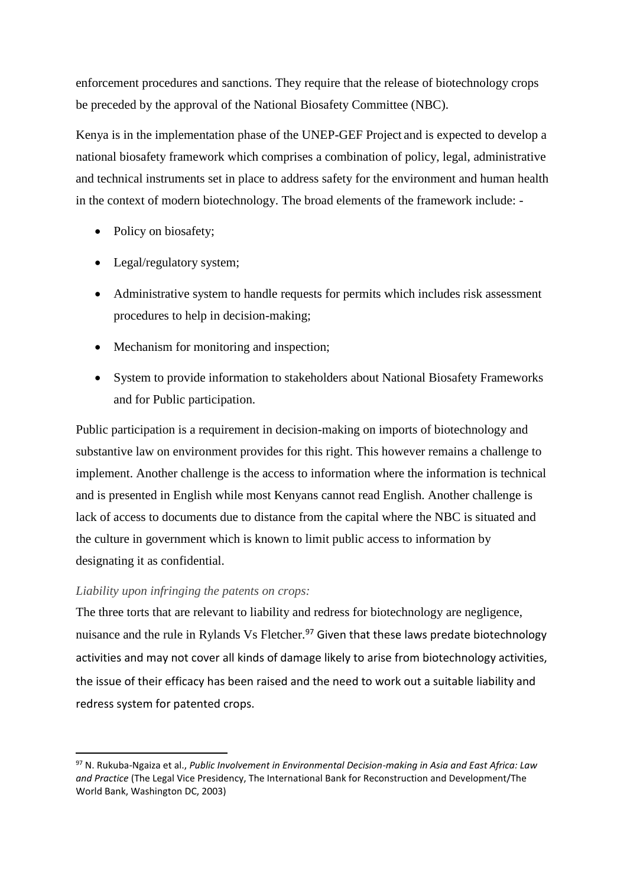enforcement procedures and sanctions. They require that the release of biotechnology crops be preceded by the approval of the National Biosafety Committee (NBC).

Kenya is in the implementation phase of the UNEP-GEF Project and is expected to develop a national biosafety framework which comprises a combination of policy, legal, administrative and technical instruments set in place to address safety for the environment and human health in the context of modern biotechnology. The broad elements of the framework include: -

- Policy on biosafety;
- Legal/regulatory system;
- Administrative system to handle requests for permits which includes risk assessment procedures to help in decision-making;
- Mechanism for monitoring and inspection;
- System to provide information to stakeholders about National Biosafety Frameworks and for Public participation.

Public participation is a requirement in decision-making on imports of biotechnology and substantive law on environment provides for this right. This however remains a challenge to implement. Another challenge is the access to information where the information is technical and is presented in English while most Kenyans cannot read English. Another challenge is lack of access to documents due to distance from the capital where the NBC is situated and the culture in government which is known to limit public access to information by designating it as confidential.

*Liability upon infringing the patents on crops:*

The three torts that are relevant to liability and redress for biotechnology are negligence, nuisance and the rule in Rylands Vs Fletcher.[97] Given that these laws predate biotechnology activities and may not cover all kinds of damage likely to arise from biotechnology activities, the issue of their efficacy has been raised and the need to work out a suitable liability and redress system for patented crops.

---

[97] N. Rukuba-Ngaiza et al., *Public Involvement in Environmental Decision-making in Asia and East Africa: Law and Practice* (The Legal Vice Presidency, The International Bank for Reconstruction and Development/The World Bank, Washington DC, 2003)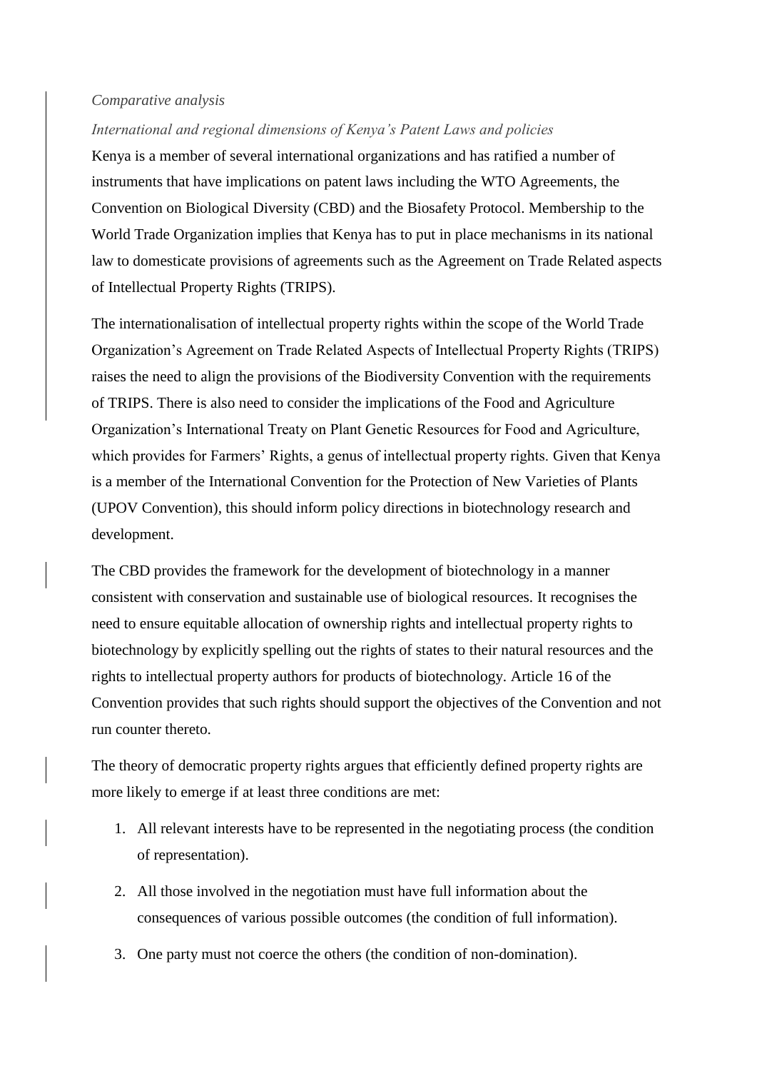*Comparative analysis*

*International and regional dimensions of Kenya's Patent Laws and policies*

Kenya is a member of several international organizations and has ratified a number of instruments that have implications on patent laws including the WTO Agreements, the Convention on Biological Diversity (CBD) and the Biosafety Protocol. Membership to the World Trade Organization implies that Kenya has to put in place mechanisms in its national law to domesticate provisions of agreements such as the Agreement on Trade Related aspects of Intellectual Property Rights (TRIPS).

The internationalisation of intellectual property rights within the scope of the World Trade Organization's Agreement on Trade Related Aspects of Intellectual Property Rights (TRIPS) raises the need to align the provisions of the Biodiversity Convention with the requirements of TRIPS. There is also need to consider the implications of the Food and Agriculture Organization's International Treaty on Plant Genetic Resources for Food and Agriculture, which provides for Farmers' Rights, a genus of intellectual property rights. Given that Kenya is a member of the International Convention for the Protection of New Varieties of Plants (UPOV Convention), this should inform policy directions in biotechnology research and development.

The CBD provides the framework for the development of biotechnology in a manner consistent with conservation and sustainable use of biological resources. It recognises the need to ensure equitable allocation of ownership rights and intellectual property rights to biotechnology by explicitly spelling out the rights of states to their natural resources and the rights to intellectual property authors for products of biotechnology. Article 16 of the Convention provides that such rights should support the objectives of the Convention and not run counter thereto.

The theory of democratic property rights argues that efficiently defined property rights are more likely to emerge if at least three conditions are met:

1. All relevant interests have to be represented in the negotiating process (the condition of representation).
2. All those involved in the negotiation must have full information about the consequences of various possible outcomes (the condition of full information).
3. One party must not coerce the others (the condition of non-domination).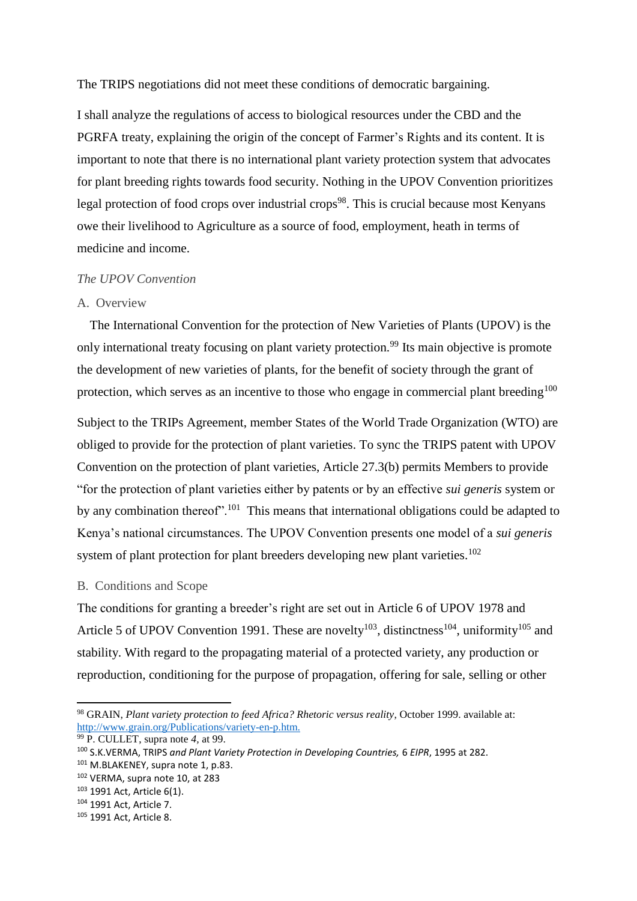The TRIPS negotiations did not meet these conditions of democratic bargaining.

I shall analyze the regulations of access to biological resources under the CBD and the PGRFA treaty, explaining the origin of the concept of Farmer's Rights and its content. It is important to note that there is no international plant variety protection system that advocates for plant breeding rights towards food security. Nothing in the UPOV Convention prioritizes legal protection of food crops over industrial crops[98]. This is crucial because most Kenyans owe their livelihood to Agriculture as a source of food, employment, heath in terms of medicine and income.

*The UPOV Convention*

A. Overview

The International Convention for the protection of New Varieties of Plants (UPOV) is the only international treaty focusing on plant variety protection.[99] Its main objective is promote the development of new varieties of plants, for the benefit of society through the grant of protection, which serves as an incentive to those who engage in commercial plant breeding[100]

Subject to the TRIPs Agreement, member States of the World Trade Organization (WTO) are obliged to provide for the protection of plant varieties. To sync the TRIPS patent with UPOV Convention on the protection of plant varieties, Article 27.3(b) permits Members to provide "for the protection of plant varieties either by patents or by an effective *sui generis* system or by any combination thereof".[101] This means that international obligations could be adapted to Kenya's national circumstances. The UPOV Convention presents one model of a *sui generis* system of plant protection for plant breeders developing new plant varieties.[102]

B. Conditions and Scope

The conditions for granting a breeder's right are set out in Article 6 of UPOV 1978 and Article 5 of UPOV Convention 1991. These are novelty[103], distinctness[104], uniformity[105] and stability. With regard to the propagating material of a protected variety, any production or reproduction, conditioning for the purpose of propagation, offering for sale, selling or other

---

[98] GRAIN, *Plant variety protection to feed Africa? Rhetoric versus reality*, October 1999. available at: http://www.grain.org/Publications/variety-en-p.htm.

[99] P. CULLET, supra note *4*, at 99.

[100] S.K.VERMA, TRIPS *and Plant Variety Protection in Developing Countries,* 6 *EIPR*, 1995 at 282.

[101] M.BLAKENEY, supra note 1, p.83.

[102] VERMA, supra note 10, at 283

[103] 1991 Act, Article 6(1).

[104] 1991 Act, Article 7.

[105] 1991 Act, Article 8.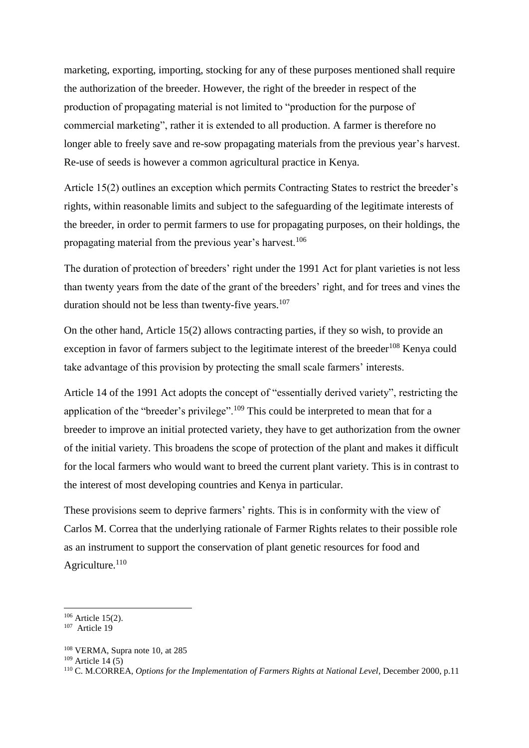marketing, exporting, importing, stocking for any of these purposes mentioned shall require the authorization of the breeder. However, the right of the breeder in respect of the production of propagating material is not limited to "production for the purpose of commercial marketing", rather it is extended to all production. A farmer is therefore no longer able to freely save and re-sow propagating materials from the previous year's harvest. Re-use of seeds is however a common agricultural practice in Kenya.

Article 15(2) outlines an exception which permits Contracting States to restrict the breeder's rights, within reasonable limits and subject to the safeguarding of the legitimate interests of the breeder, in order to permit farmers to use for propagating purposes, on their holdings, the propagating material from the previous year's harvest.[106]

The duration of protection of breeders' right under the 1991 Act for plant varieties is not less than twenty years from the date of the grant of the breeders' right, and for trees and vines the duration should not be less than twenty-five years.[107]

On the other hand, Article 15(2) allows contracting parties, if they so wish, to provide an exception in favor of farmers subject to the legitimate interest of the breeder[108] Kenya could take advantage of this provision by protecting the small scale farmers' interests.

Article 14 of the 1991 Act adopts the concept of "essentially derived variety", restricting the application of the "breeder's privilege".[109] This could be interpreted to mean that for a breeder to improve an initial protected variety, they have to get authorization from the owner of the initial variety. This broadens the scope of protection of the plant and makes it difficult for the local farmers who would want to breed the current plant variety. This is in contrast to the interest of most developing countries and Kenya in particular.

These provisions seem to deprive farmers' rights. This is in conformity with the view of Carlos M. Correa that the underlying rationale of Farmer Rights relates to their possible role as an instrument to support the conservation of plant genetic resources for food and Agriculture.[110]

---

[106] Article 15(2).

[107] Article 19

[108] VERMA, Supra note 10, at 285

[109] Article 14 (5)

[110] C. M.CORREA, *Options for the Implementation of Farmers Rights at National Level*, December 2000, p.11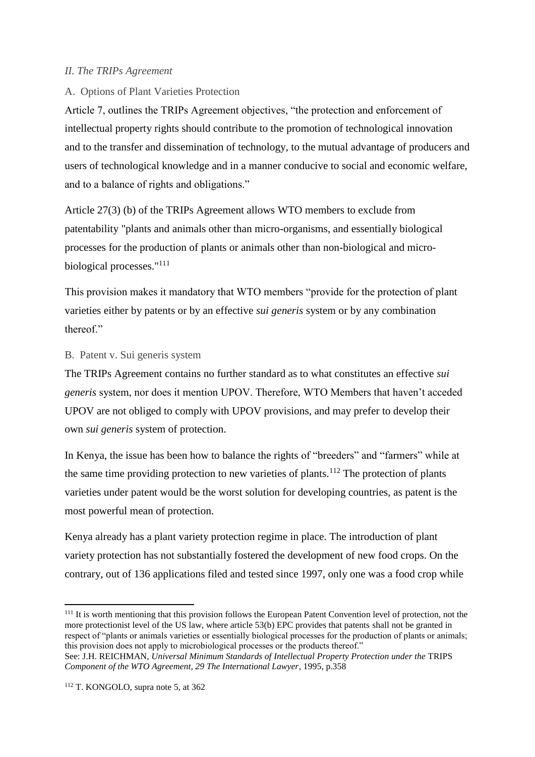*II. The TRIPs Agreement*

A. Options of Plant Varieties Protection

Article 7, outlines the TRIPs Agreement objectives, "the protection and enforcement of intellectual property rights should contribute to the promotion of technological innovation and to the transfer and dissemination of technology, to the mutual advantage of producers and users of technological knowledge and in a manner conducive to social and economic welfare, and to a balance of rights and obligations."

Article 27(3) (b) of the TRIPs Agreement allows WTO members to exclude from patentability "plants and animals other than micro-organisms, and essentially biological processes for the production of plants or animals other than non-biological and micro-biological processes."[111]

This provision makes it mandatory that WTO members "provide for the protection of plant varieties either by patents or by an effective *sui generis* system or by any combination thereof."

B. Patent v. Sui generis system

The TRIPs Agreement contains no further standard as to what constitutes an effective *sui generis* system, nor does it mention UPOV. Therefore, WTO Members that haven't acceded UPOV are not obliged to comply with UPOV provisions, and may prefer to develop their own *sui generis* system of protection.

In Kenya, the issue has been how to balance the rights of "breeders" and "farmers" while at the same time providing protection to new varieties of plants.[112] The protection of plants varieties under patent would be the worst solution for developing countries, as patent is the most powerful mean of protection.

Kenya already has a plant variety protection regime in place. The introduction of plant variety protection has not substantially fostered the development of new food crops. On the contrary, out of 136 applications filed and tested since 1997, only one was a food crop while

---

[111] It is worth mentioning that this provision follows the European Patent Convention level of protection, not the more protectionist level of the US law, where article 53(b) EPC provides that patents shall not be granted in respect of "plants or animals varieties or essentially biological processes for the production of plants or animals; this provision does not apply to microbiological processes or the products thereof."
See: J.H. REICHMAN, *Universal Minimum Standards of Intellectual Property Protection under the* TRIPS *Component of the WTO Agreement, 29 The International Lawyer*, 1995, p.358

[112] T. KONGOLO, supra note 5, at 362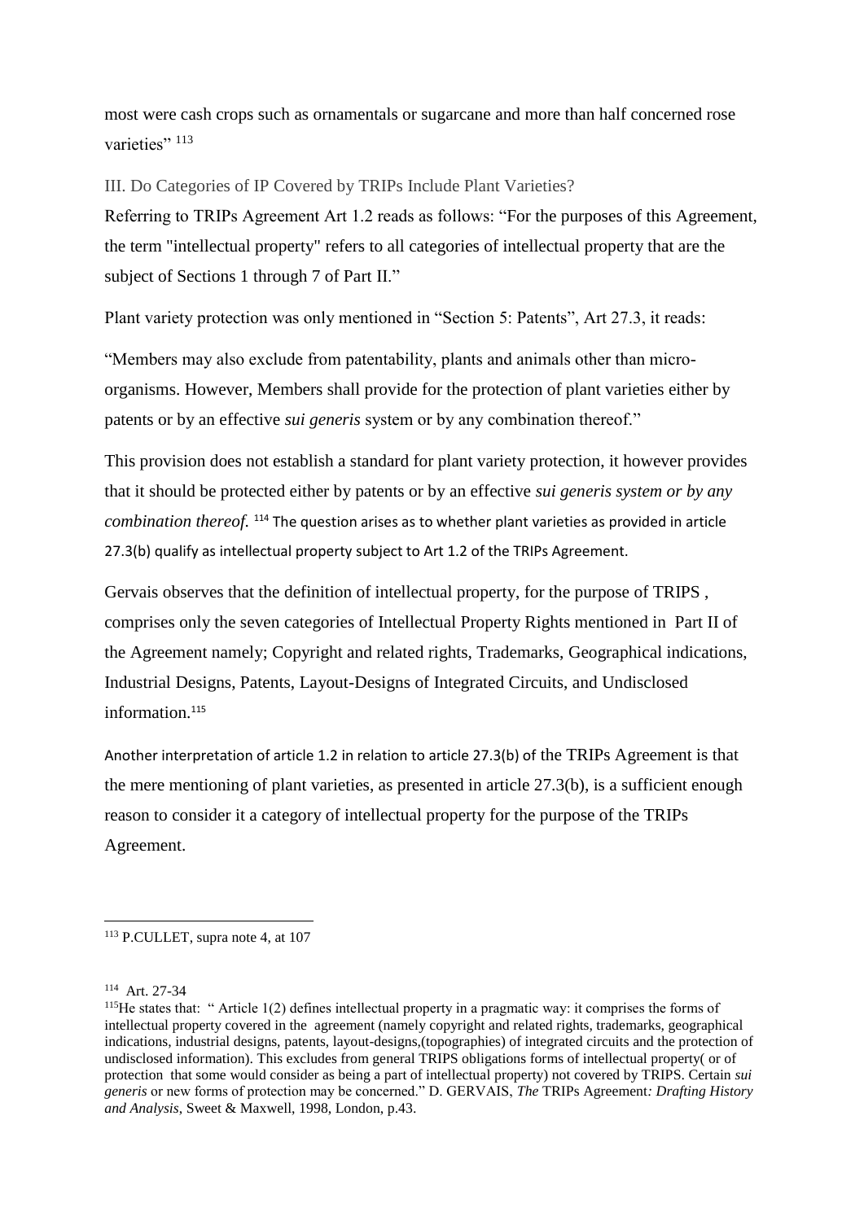most were cash crops such as ornamentals or sugarcane and more than half concerned rose varieties" [113]

### III. Do Categories of IP Covered by TRIPs Include Plant Varieties?

Referring to TRIPs Agreement Art 1.2 reads as follows: "For the purposes of this Agreement, the term "intellectual property" refers to all categories of intellectual property that are the subject of Sections 1 through 7 of Part II."

Plant variety protection was only mentioned in "Section 5: Patents", Art 27.3, it reads:

"Members may also exclude from patentability, plants and animals other than micro-organisms. However, Members shall provide for the protection of plant varieties either by patents or by an effective *sui generis* system or by any combination thereof."

This provision does not establish a standard for plant variety protection, it however provides that it should be protected either by patents or by an effective *sui generis system or by any combination thereof.* [114] The question arises as to whether plant varieties as provided in article 27.3(b) qualify as intellectual property subject to Art 1.2 of the TRIPs Agreement.

Gervais observes that the definition of intellectual property, for the purpose of TRIPS , comprises only the seven categories of Intellectual Property Rights mentioned in Part II of the Agreement namely; Copyright and related rights, Trademarks, Geographical indications, Industrial Designs, Patents, Layout-Designs of Integrated Circuits, and Undisclosed information.[115]

Another interpretation of article 1.2 in relation to article 27.3(b) of the TRIPs Agreement is that the mere mentioning of plant varieties, as presented in article 27.3(b), is a sufficient enough reason to consider it a category of intellectual property for the purpose of the TRIPs Agreement.

---

[113] P.CULLET, supra note 4, at 107

[114] Art. 27-34

[115] He states that: " Article 1(2) defines intellectual property in a pragmatic way: it comprises the forms of intellectual property covered in the agreement (namely copyright and related rights, trademarks, geographical indications, industrial designs, patents, layout-designs,(topographies) of integrated circuits and the protection of undisclosed information). This excludes from general TRIPS obligations forms of intellectual property( or of protection that some would consider as being a part of intellectual property) not covered by TRIPS. Certain *sui generis* or new forms of protection may be concerned." D. GERVAIS, *The* TRIPs Agreement*: Drafting History and Analysis*, Sweet & Maxwell, 1998, London, p.43.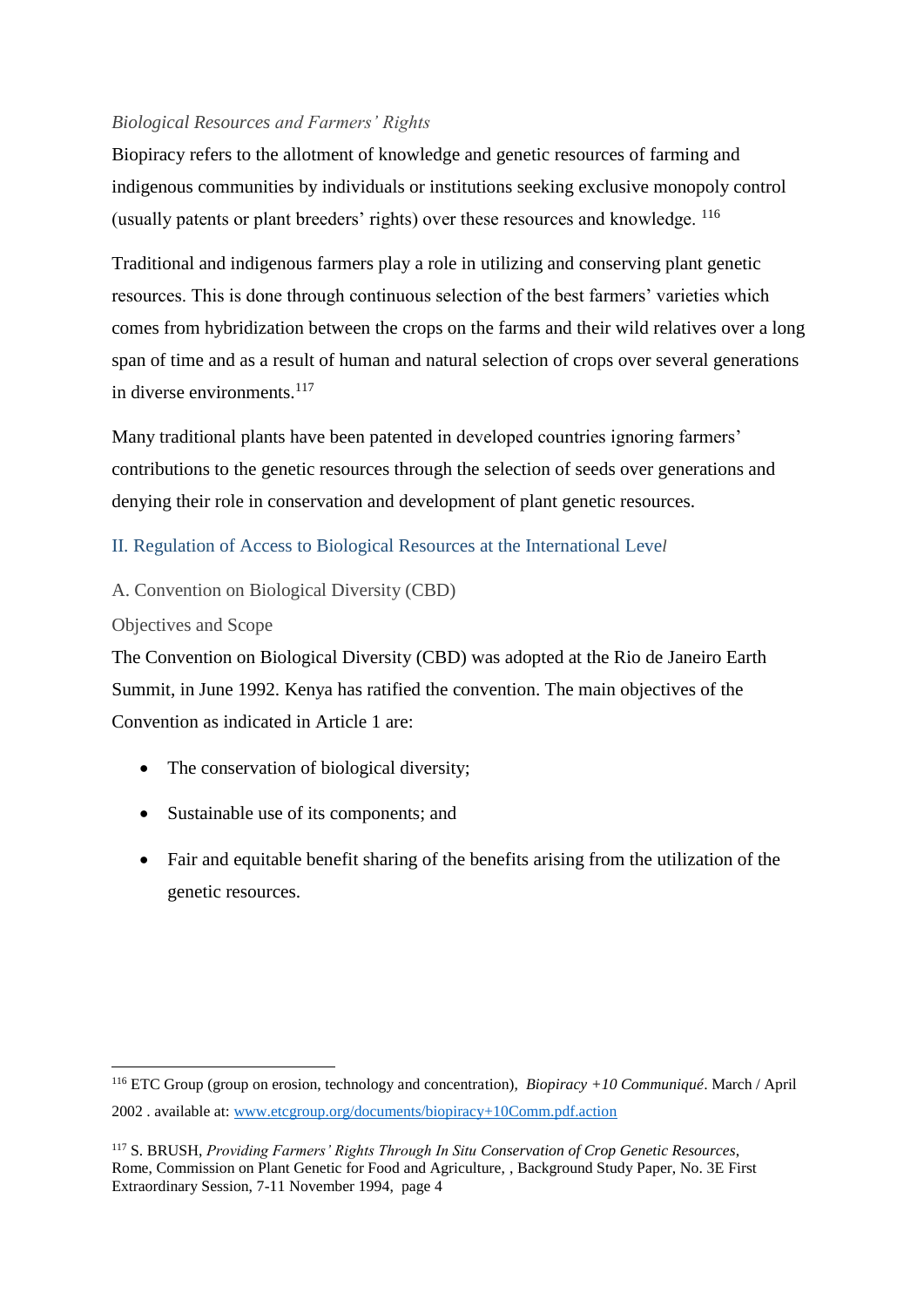*Biological Resources and Farmers' Rights*

Biopiracy refers to the allotment of knowledge and genetic resources of farming and indigenous communities by individuals or institutions seeking exclusive monopoly control (usually patents or plant breeders' rights) over these resources and knowledge. [116]

Traditional and indigenous farmers play a role in utilizing and conserving plant genetic resources. This is done through continuous selection of the best farmers' varieties which comes from hybridization between the crops on the farms and their wild relatives over a long span of time and as a result of human and natural selection of crops over several generations in diverse environments.[117]

Many traditional plants have been patented in developed countries ignoring farmers' contributions to the genetic resources through the selection of seeds over generations and denying their role in conservation and development of plant genetic resources.

## II. Regulation of Access to Biological Resources at the International Level

### A. Convention on Biological Diversity (CBD)

#### Objectives and Scope

The Convention on Biological Diversity (CBD) was adopted at the Rio de Janeiro Earth Summit, in June 1992. Kenya has ratified the convention. The main objectives of the Convention as indicated in Article 1 are:

- The conservation of biological diversity;
- Sustainable use of its components; and
- Fair and equitable benefit sharing of the benefits arising from the utilization of the genetic resources.

---

[116] ETC Group (group on erosion, technology and concentration), *Biopiracy +10 Communiqué*. March / April 2002 . available at: www.etcgroup.org/documents/biopiracy+10Comm.pdf.action

[117] S. BRUSH, *Providing Farmers' Rights Through In Situ Conservation of Crop Genetic Resources*, Rome, Commission on Plant Genetic for Food and Agriculture, , Background Study Paper, No. 3E First Extraordinary Session, 7-11 November 1994, page 4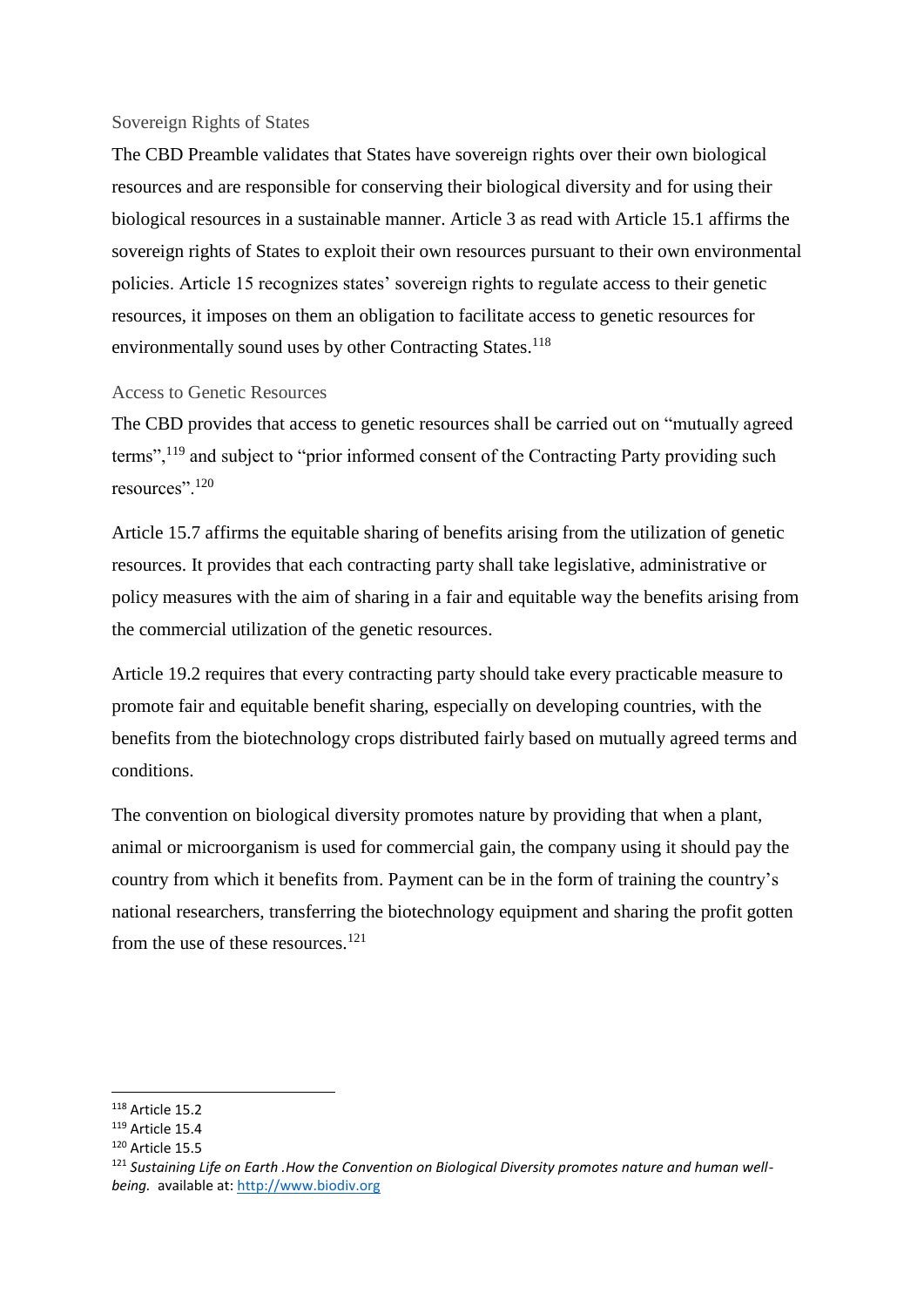### Sovereign Rights of States

The CBD Preamble validates that States have sovereign rights over their own biological resources and are responsible for conserving their biological diversity and for using their biological resources in a sustainable manner. Article 3 as read with Article 15.1 affirms the sovereign rights of States to exploit their own resources pursuant to their own environmental policies. Article 15 recognizes states' sovereign rights to regulate access to their genetic resources, it imposes on them an obligation to facilitate access to genetic resources for environmentally sound uses by other Contracting States.[118]

### Access to Genetic Resources

The CBD provides that access to genetic resources shall be carried out on "mutually agreed terms",[119] and subject to "prior informed consent of the Contracting Party providing such resources".[120]

Article 15.7 affirms the equitable sharing of benefits arising from the utilization of genetic resources. It provides that each contracting party shall take legislative, administrative or policy measures with the aim of sharing in a fair and equitable way the benefits arising from the commercial utilization of the genetic resources.

Article 19.2 requires that every contracting party should take every practicable measure to promote fair and equitable benefit sharing, especially on developing countries, with the benefits from the biotechnology crops distributed fairly based on mutually agreed terms and conditions.

The convention on biological diversity promotes nature by providing that when a plant, animal or microorganism is used for commercial gain, the company using it should pay the country from which it benefits from. Payment can be in the form of training the country's national researchers, transferring the biotechnology equipment and sharing the profit gotten from the use of these resources.[121]

---

[118] Article 15.2

[119] Article 15.4

[120] Article 15.5

[121] *Sustaining Life on Earth .How the Convention on Biological Diversity promotes nature and human well-being.* available at: http://www.biodiv.org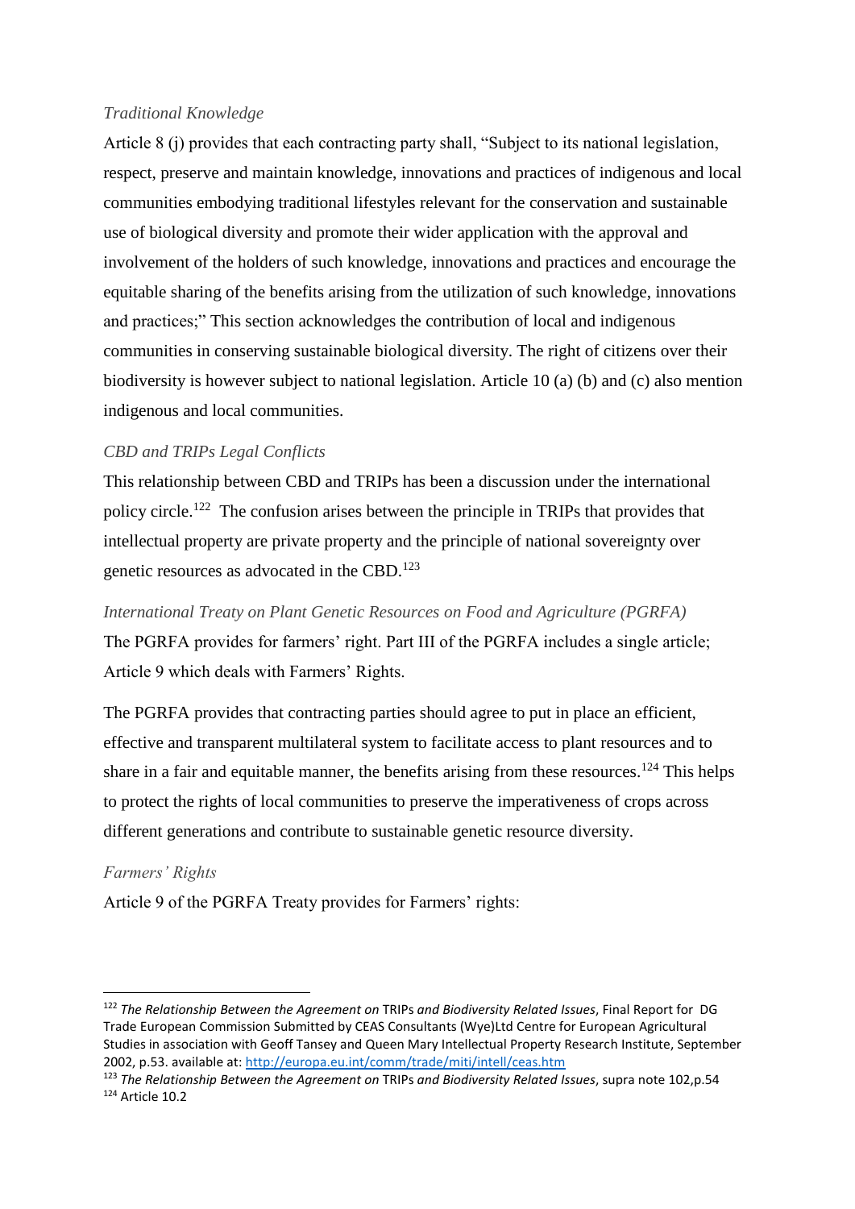*Traditional Knowledge*

Article 8 (j) provides that each contracting party shall, "Subject to its national legislation, respect, preserve and maintain knowledge, innovations and practices of indigenous and local communities embodying traditional lifestyles relevant for the conservation and sustainable use of biological diversity and promote their wider application with the approval and involvement of the holders of such knowledge, innovations and practices and encourage the equitable sharing of the benefits arising from the utilization of such knowledge, innovations and practices;" This section acknowledges the contribution of local and indigenous communities in conserving sustainable biological diversity. The right of citizens over their biodiversity is however subject to national legislation. Article 10 (a) (b) and (c) also mention indigenous and local communities.

*CBD and TRIPs Legal Conflicts*

This relationship between CBD and TRIPs has been a discussion under the international policy circle.[122] The confusion arises between the principle in TRIPs that provides that intellectual property are private property and the principle of national sovereignty over genetic resources as advocated in the CBD.[123]

*International Treaty on Plant Genetic Resources on Food and Agriculture (PGRFA)*

The PGRFA provides for farmers' right. Part III of the PGRFA includes a single article; Article 9 which deals with Farmers' Rights.

The PGRFA provides that contracting parties should agree to put in place an efficient, effective and transparent multilateral system to facilitate access to plant resources and to share in a fair and equitable manner, the benefits arising from these resources.[124] This helps to protect the rights of local communities to preserve the imperativeness of crops across different generations and contribute to sustainable genetic resource diversity.

*Farmers' Rights*

Article 9 of the PGRFA Treaty provides for Farmers' rights:

---

[122] *The Relationship Between the Agreement on* TRIPs *and Biodiversity Related Issues*, Final Report for DG Trade European Commission Submitted by CEAS Consultants (Wye)Ltd Centre for European Agricultural Studies in association with Geoff Tansey and Queen Mary Intellectual Property Research Institute, September 2002, p.53. available at: http://europa.eu.int/comm/trade/miti/intell/ceas.htm

[123] *The Relationship Between the Agreement on* TRIPs *and Biodiversity Related Issues*, supra note 102,p.54

[124] Article 10.2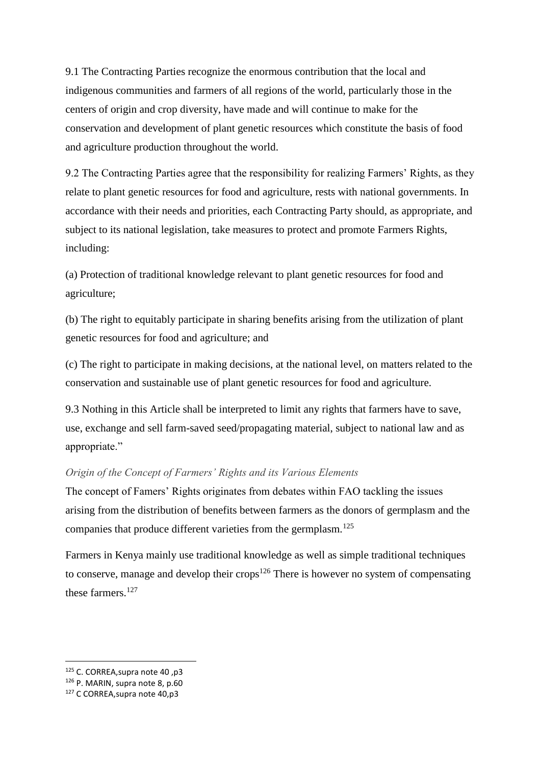9.1 The Contracting Parties recognize the enormous contribution that the local and indigenous communities and farmers of all regions of the world, particularly those in the centers of origin and crop diversity, have made and will continue to make for the conservation and development of plant genetic resources which constitute the basis of food and agriculture production throughout the world.

9.2 The Contracting Parties agree that the responsibility for realizing Farmers' Rights, as they relate to plant genetic resources for food and agriculture, rests with national governments. In accordance with their needs and priorities, each Contracting Party should, as appropriate, and subject to its national legislation, take measures to protect and promote Farmers Rights, including:

(a) Protection of traditional knowledge relevant to plant genetic resources for food and agriculture;

(b) The right to equitably participate in sharing benefits arising from the utilization of plant genetic resources for food and agriculture; and

(c) The right to participate in making decisions, at the national level, on matters related to the conservation and sustainable use of plant genetic resources for food and agriculture.

9.3 Nothing in this Article shall be interpreted to limit any rights that farmers have to save, use, exchange and sell farm-saved seed/propagating material, subject to national law and as appropriate."

*Origin of the Concept of Farmers' Rights and its Various Elements*

The concept of Famers' Rights originates from debates within FAO tackling the issues arising from the distribution of benefits between farmers as the donors of germplasm and the companies that produce different varieties from the germplasm.[125]

Farmers in Kenya mainly use traditional knowledge as well as simple traditional techniques to conserve, manage and develop their crops[126] There is however no system of compensating these farmers.[127]

---

[125] C. CORREA,supra note 40 ,p3

[126] P. MARIN, supra note 8, p.60

[127] C CORREA,supra note 40,p3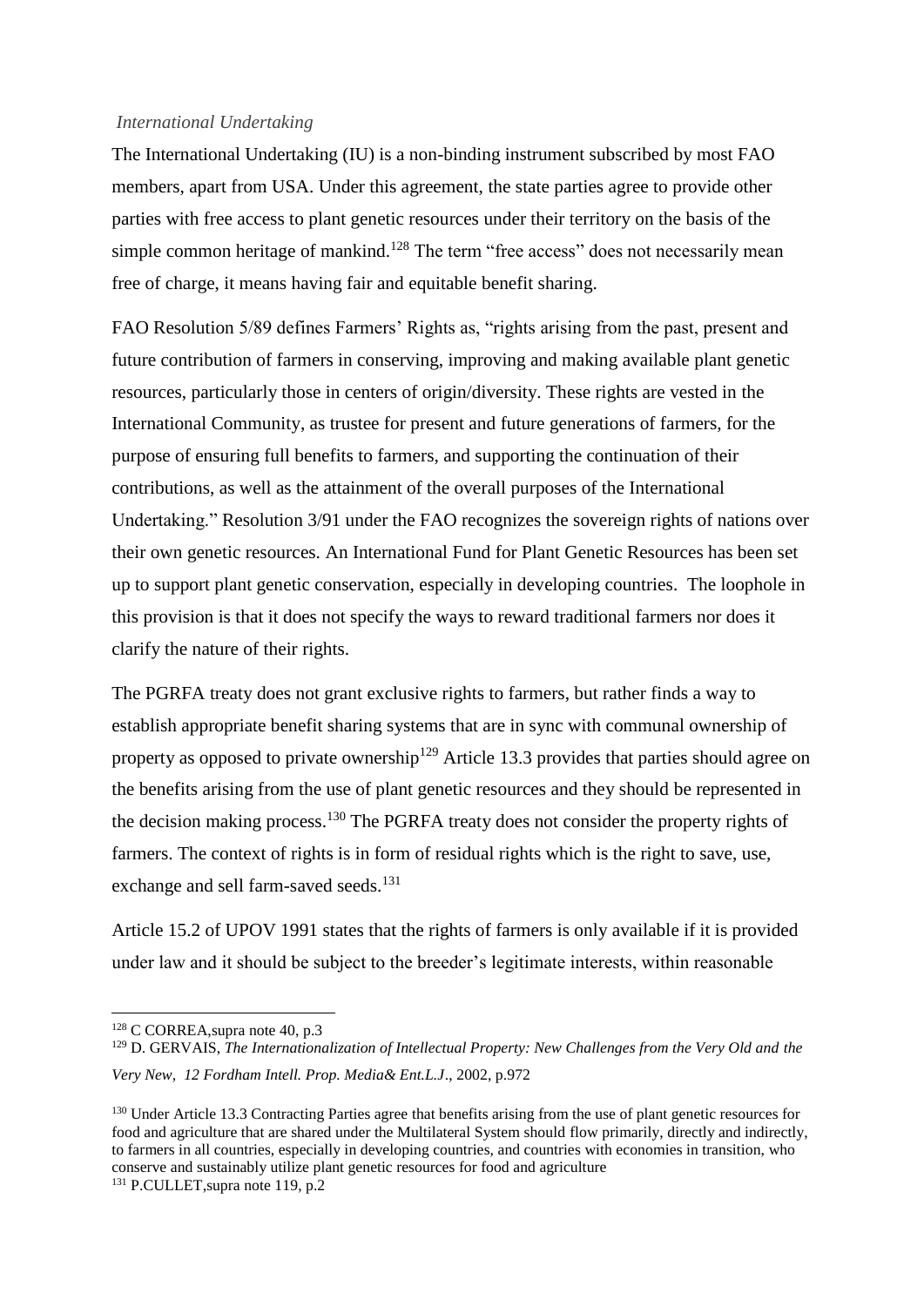*International Undertaking*

The International Undertaking (IU) is a non-binding instrument subscribed by most FAO members, apart from USA. Under this agreement, the state parties agree to provide other parties with free access to plant genetic resources under their territory on the basis of the simple common heritage of mankind.[128] The term "free access" does not necessarily mean free of charge, it means having fair and equitable benefit sharing.

FAO Resolution 5/89 defines Farmers' Rights as, "rights arising from the past, present and future contribution of farmers in conserving, improving and making available plant genetic resources, particularly those in centers of origin/diversity. These rights are vested in the International Community, as trustee for present and future generations of farmers, for the purpose of ensuring full benefits to farmers, and supporting the continuation of their contributions, as well as the attainment of the overall purposes of the International Undertaking." Resolution 3/91 under the FAO recognizes the sovereign rights of nations over their own genetic resources. An International Fund for Plant Genetic Resources has been set up to support plant genetic conservation, especially in developing countries. The loophole in this provision is that it does not specify the ways to reward traditional farmers nor does it clarify the nature of their rights.

The PGRFA treaty does not grant exclusive rights to farmers, but rather finds a way to establish appropriate benefit sharing systems that are in sync with communal ownership of property as opposed to private ownership[129] Article 13.3 provides that parties should agree on the benefits arising from the use of plant genetic resources and they should be represented in the decision making process.[130] The PGRFA treaty does not consider the property rights of farmers. The context of rights is in form of residual rights which is the right to save, use, exchange and sell farm-saved seeds.[131]

Article 15.2 of UPOV 1991 states that the rights of farmers is only available if it is provided under law and it should be subject to the breeder's legitimate interests, within reasonable

---

[128] C CORREA,supra note 40, p.3

[129] D. GERVAIS, *The Internationalization of Intellectual Property: New Challenges from the Very Old and the Very New, 12 Fordham Intell. Prop. Media& Ent.L.J*., 2002, p.972

[130] Under Article 13.3 Contracting Parties agree that benefits arising from the use of plant genetic resources for food and agriculture that are shared under the Multilateral System should flow primarily, directly and indirectly, to farmers in all countries, especially in developing countries, and countries with economies in transition, who conserve and sustainably utilize plant genetic resources for food and agriculture

[131] P.CULLET,supra note 119, p.2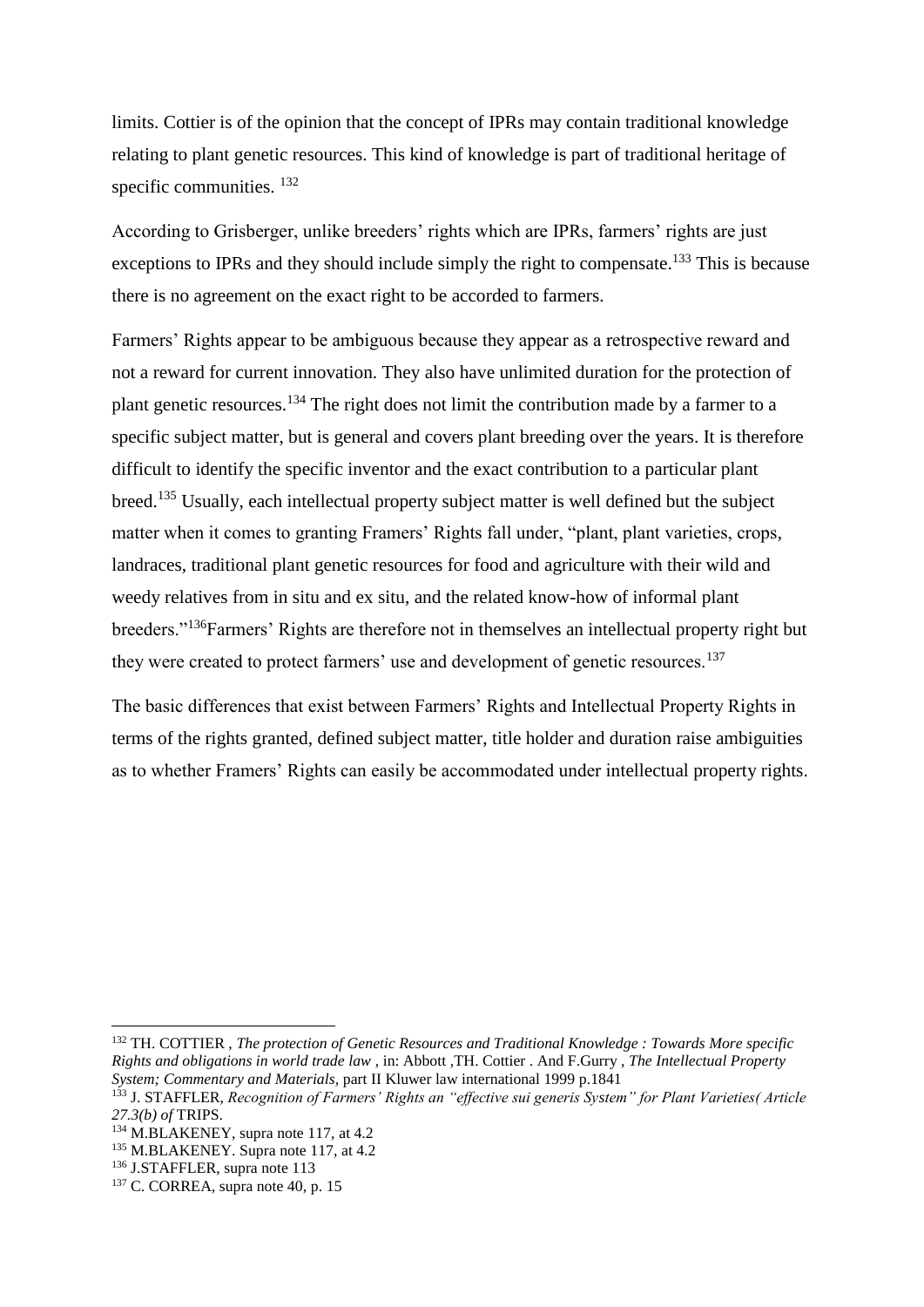limits. Cottier is of the opinion that the concept of IPRs may contain traditional knowledge relating to plant genetic resources. This kind of knowledge is part of traditional heritage of specific communities. [132]

According to Grisberger, unlike breeders' rights which are IPRs, farmers' rights are just exceptions to IPRs and they should include simply the right to compensate.[133] This is because there is no agreement on the exact right to be accorded to farmers.

Farmers' Rights appear to be ambiguous because they appear as a retrospective reward and not a reward for current innovation. They also have unlimited duration for the protection of plant genetic resources.[134] The right does not limit the contribution made by a farmer to a specific subject matter, but is general and covers plant breeding over the years. It is therefore difficult to identify the specific inventor and the exact contribution to a particular plant breed.[135] Usually, each intellectual property subject matter is well defined but the subject matter when it comes to granting Framers' Rights fall under, "plant, plant varieties, crops, landraces, traditional plant genetic resources for food and agriculture with their wild and weedy relatives from in situ and ex situ, and the related know-how of informal plant breeders."[136]Farmers' Rights are therefore not in themselves an intellectual property right but they were created to protect farmers' use and development of genetic resources.[137]

The basic differences that exist between Farmers' Rights and Intellectual Property Rights in terms of the rights granted, defined subject matter, title holder and duration raise ambiguities as to whether Framers' Rights can easily be accommodated under intellectual property rights.

---

[132] TH. COTTIER , *The protection of Genetic Resources and Traditional Knowledge : Towards More specific Rights and obligations in world trade law* , in: Abbott ,TH. Cottier . And F.Gurry , *The Intellectual Property System; Commentary and Materials,* part II Kluwer law international 1999 p.1841

[133] J. STAFFLER, *Recognition of Farmers' Rights an "effective sui generis System" for Plant Varieties( Article 27.3(b) of* TRIPS.

[134] M.BLAKENEY, supra note 117, at 4.2

[135] M.BLAKENEY. Supra note 117, at 4.2

[136] J.STAFFLER, supra note 113

[137] C. CORREA, supra note 40, p. 15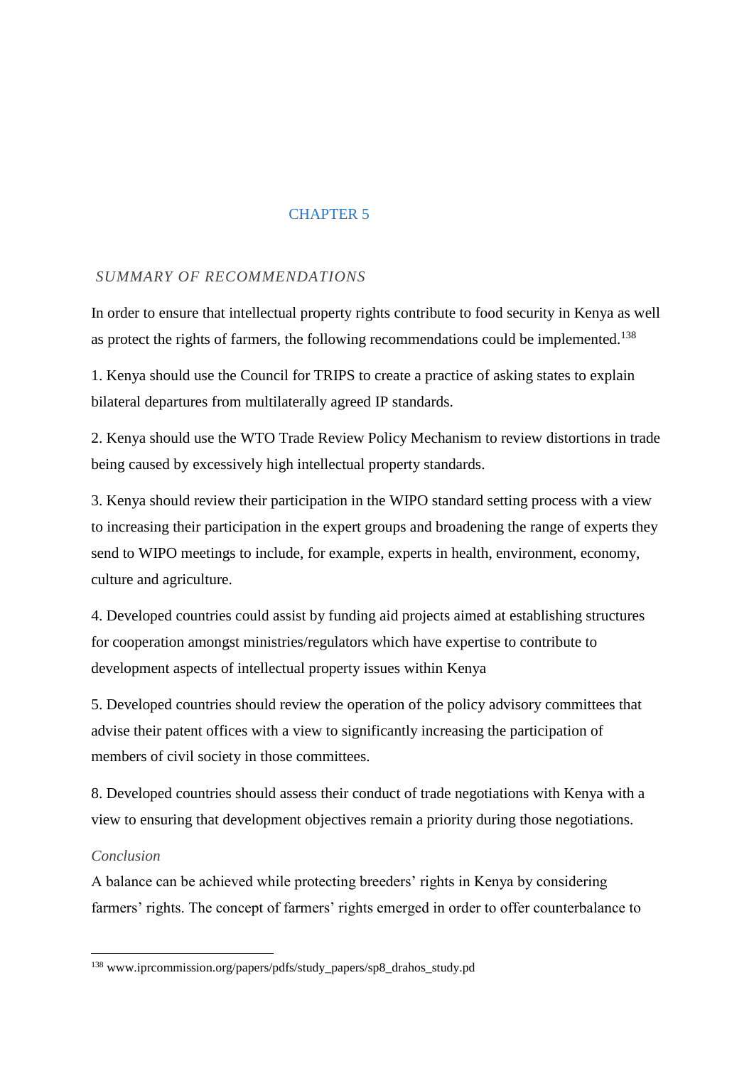# CHAPTER 5

## *SUMMARY OF RECOMMENDATIONS*

In order to ensure that intellectual property rights contribute to food security in Kenya as well as protect the rights of farmers, the following recommendations could be implemented.[138]

1. Kenya should use the Council for TRIPS to create a practice of asking states to explain bilateral departures from multilaterally agreed IP standards.

2. Kenya should use the WTO Trade Review Policy Mechanism to review distortions in trade being caused by excessively high intellectual property standards.

3. Kenya should review their participation in the WIPO standard setting process with a view to increasing their participation in the expert groups and broadening the range of experts they send to WIPO meetings to include, for example, experts in health, environment, economy, culture and agriculture.

4. Developed countries could assist by funding aid projects aimed at establishing structures for cooperation amongst ministries/regulators which have expertise to contribute to development aspects of intellectual property issues within Kenya

5. Developed countries should review the operation of the policy advisory committees that advise their patent offices with a view to significantly increasing the participation of members of civil society in those committees.

8. Developed countries should assess their conduct of trade negotiations with Kenya with a view to ensuring that development objectives remain a priority during those negotiations.

### *Conclusion*

A balance can be achieved while protecting breeders' rights in Kenya by considering farmers' rights. The concept of farmers' rights emerged in order to offer counterbalance to

[138] www.iprcommission.org/papers/pdfs/study_papers/sp8_drahos_study.pd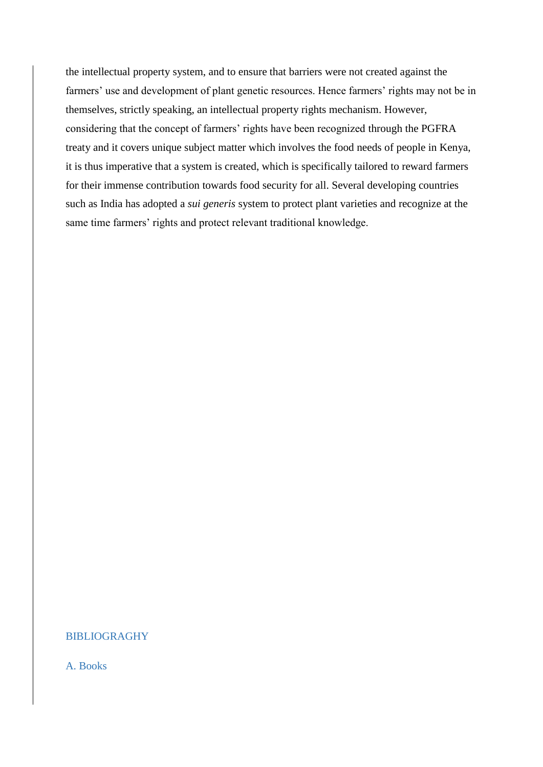the intellectual property system, and to ensure that barriers were not created against the farmers' use and development of plant genetic resources. Hence farmers' rights may not be in themselves, strictly speaking, an intellectual property rights mechanism. However, considering that the concept of farmers' rights have been recognized through the PGFRA treaty and it covers unique subject matter which involves the food needs of people in Kenya, it is thus imperative that a system is created, which is specifically tailored to reward farmers for their immense contribution towards food security for all. Several developing countries such as India has adopted a *sui generis* system to protect plant varieties and recognize at the same time farmers' rights and protect relevant traditional knowledge.

## BIBLIOGRAGHY

### A. Books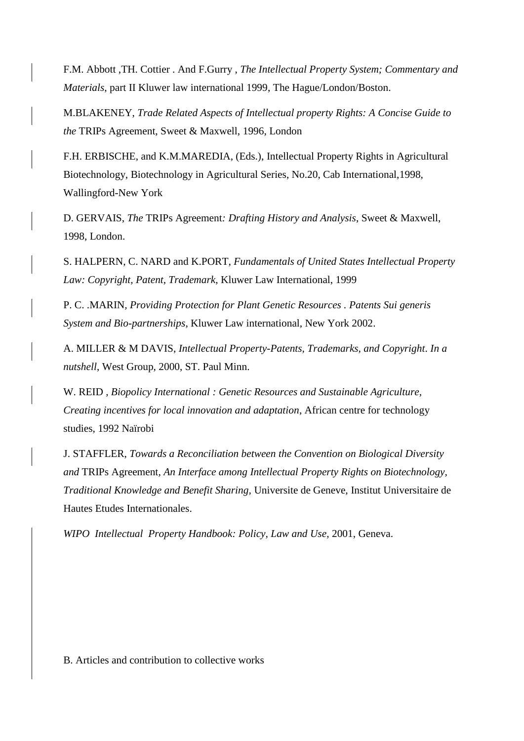F.M. Abbott ,TH. Cottier . And F.Gurry , *The Intellectual Property System; Commentary and Materials*, part II Kluwer law international 1999, The Hague/London/Boston.

M.BLAKENEY, *Trade Related Aspects of Intellectual property Rights: A Concise Guide to the* TRIPs Agreement, Sweet & Maxwell, 1996, London

F.H. ERBISCHE, and K.M.MAREDIA, (Eds.), Intellectual Property Rights in Agricultural Biotechnology, Biotechnology in Agricultural Series, No.20, Cab International,1998, Wallingford-New York

D. GERVAIS, *The* TRIPs Agreement*: Drafting History and Analysis*, Sweet & Maxwell, 1998, London.

S. HALPERN, C. NARD and K.PORT, *Fundamentals of United States Intellectual Property Law: Copyright, Patent, Trademark*, Kluwer Law International, 1999

P. C. .MARIN, *Providing Protection for Plant Genetic Resources . Patents Sui generis System and Bio-partnerships*, Kluwer Law international, New York 2002.

A. MILLER & M DAVIS, *Intellectual Property-Patents, Trademarks, and Copyright*. *In a nutshell*, West Group, 2000, ST. Paul Minn.

W. REID , *Biopolicy International : Genetic Resources and Sustainable Agriculture, Creating incentives for local innovation and adaptation*, African centre for technology studies, 1992 Naïrobi

J. STAFFLER, *Towards a Reconciliation between the Convention on Biological Diversity and* TRIPs Agreement, *An Interface among Intellectual Property Rights on Biotechnology, Traditional Knowledge and Benefit Sharing*, Universite de Geneve, Institut Universitaire de Hautes Etudes Internationales.

*WIPO Intellectual Property Handbook: Policy, Law and Use*, 2001, Geneva.

B. Articles and contribution to collective works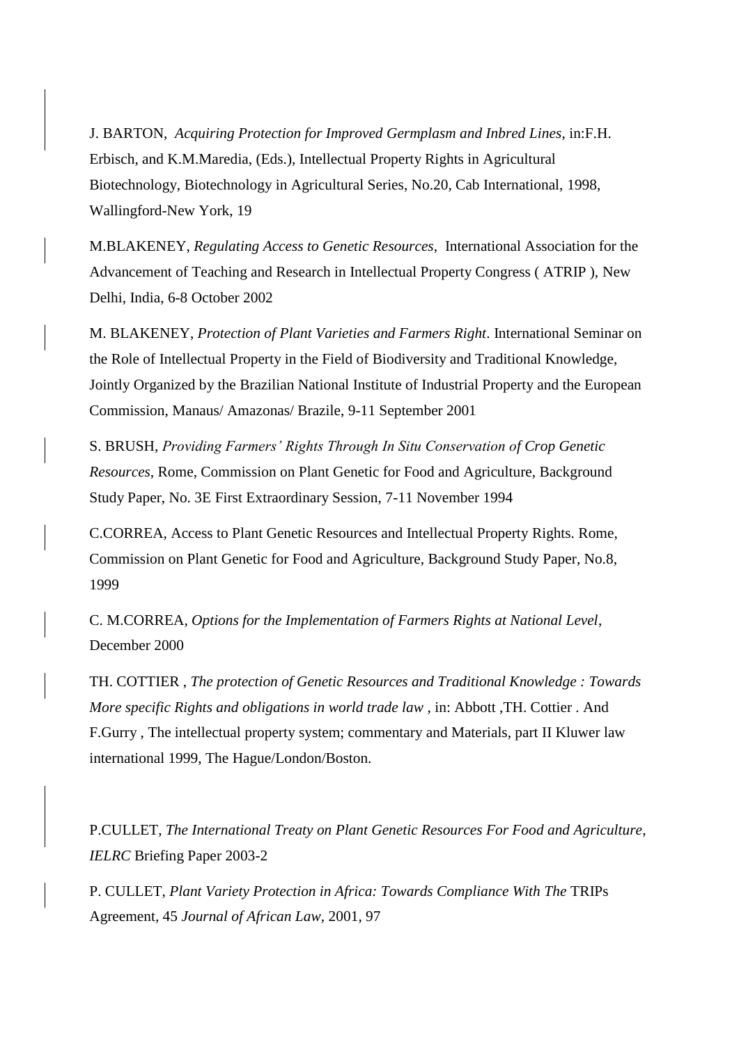J. BARTON, *Acquiring Protection for Improved Germplasm and Inbred Lines*, in:F.H. Erbisch, and K.M.Maredia, (Eds.), Intellectual Property Rights in Agricultural Biotechnology, Biotechnology in Agricultural Series, No.20, Cab International, 1998, Wallingford-New York, 19

M.BLAKENEY, *Regulating Access to Genetic Resources*, International Association for the Advancement of Teaching and Research in Intellectual Property Congress ( ATRIP ), New Delhi, India, 6-8 October 2002

M. BLAKENEY, *Protection of Plant Varieties and Farmers Right*. International Seminar on the Role of Intellectual Property in the Field of Biodiversity and Traditional Knowledge, Jointly Organized by the Brazilian National Institute of Industrial Property and the European Commission, Manaus/ Amazonas/ Brazile, 9-11 September 2001

S. BRUSH, *Providing Farmers' Rights Through In Situ Conservation of Crop Genetic Resources*, Rome, Commission on Plant Genetic for Food and Agriculture, Background Study Paper, No. 3E First Extraordinary Session, 7-11 November 1994

C.CORREA, Access to Plant Genetic Resources and Intellectual Property Rights. Rome, Commission on Plant Genetic for Food and Agriculture, Background Study Paper, No.8, 1999

C. M.CORREA, *Options for the Implementation of Farmers Rights at National Level*, December 2000

TH. COTTIER , *The protection of Genetic Resources and Traditional Knowledge : Towards More specific Rights and obligations in world trade law* , in: Abbott ,TH. Cottier . And F.Gurry , The intellectual property system; commentary and Materials, part II Kluwer law international 1999, The Hague/London/Boston.

P.CULLET, *The International Treaty on Plant Genetic Resources For Food and Agriculture*, *IELRC* Briefing Paper 2003-2

P. CULLET, *Plant Variety Protection in Africa: Towards Compliance With The* TRIPs Agreement, 45 *Journal of African Law*, 2001, 97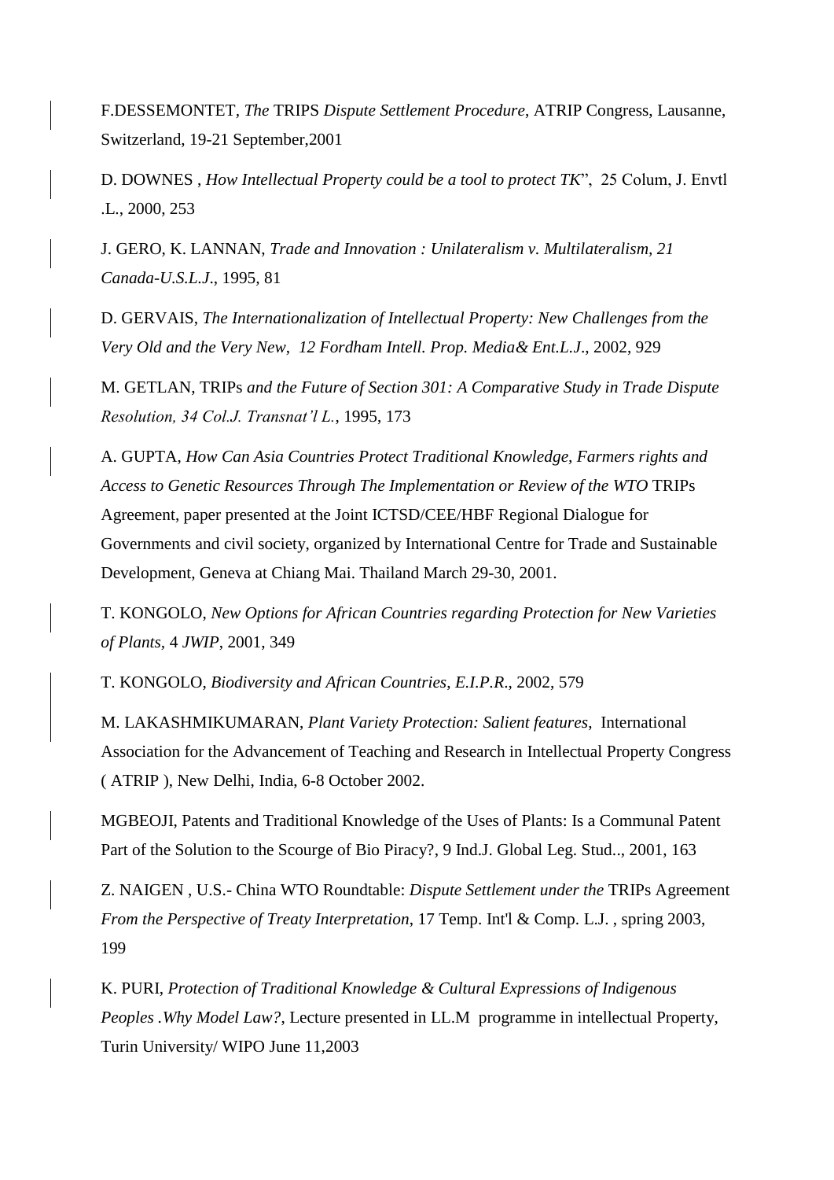F.DESSEMONTET, *The* TRIPS *Dispute Settlement Procedure*, ATRIP Congress, Lausanne, Switzerland, 19-21 September,2001

D. DOWNES , *How Intellectual Property could be a tool to protect TK*", 25 Colum, J. Envtl .L., 2000, 253

J. GERO, K. LANNAN, *Trade and Innovation : Unilateralism v. Multilateralism, 21 Canada-U.S.L.J*., 1995, 81

D. GERVAIS, *The Internationalization of Intellectual Property: New Challenges from the Very Old and the Very New, 12 Fordham Intell. Prop. Media& Ent.L.J*., 2002, 929

M. GETLAN, TRIPs *and the Future of Section 301: A Comparative Study in Trade Dispute Resolution, 34 Col.J. Transnat'l L.*, 1995, 173

A. GUPTA, *How Can Asia Countries Protect Traditional Knowledge, Farmers rights and Access to Genetic Resources Through The Implementation or Review of the WTO* TRIPs Agreement, paper presented at the Joint ICTSD/CEE/HBF Regional Dialogue for Governments and civil society, organized by International Centre for Trade and Sustainable Development, Geneva at Chiang Mai. Thailand March 29-30, 2001.

T. KONGOLO, *New Options for African Countries regarding Protection for New Varieties of Plants*, 4 *JWIP*, 2001, 349

T. KONGOLO, *Biodiversity and African Countries*, *E.I.P.R*., 2002, 579

M. LAKASHMIKUMARAN, *Plant Variety Protection: Salient features*, International Association for the Advancement of Teaching and Research in Intellectual Property Congress ( ATRIP ), New Delhi, India, 6-8 October 2002.

MGBEOJI, Patents and Traditional Knowledge of the Uses of Plants: Is a Communal Patent Part of the Solution to the Scourge of Bio Piracy?, 9 Ind.J. Global Leg. Stud.., 2001, 163

Z. NAIGEN , U.S.- China WTO Roundtable: *Dispute Settlement under the* TRIPs Agreement *From the Perspective of Treaty Interpretation*, 17 Temp. Int'l & Comp. L.J. , spring 2003, 199

K. PURI, *Protection of Traditional Knowledge & Cultural Expressions of Indigenous Peoples .Why Model Law?*, Lecture presented in LL.M programme in intellectual Property, Turin University/ WIPO June 11,2003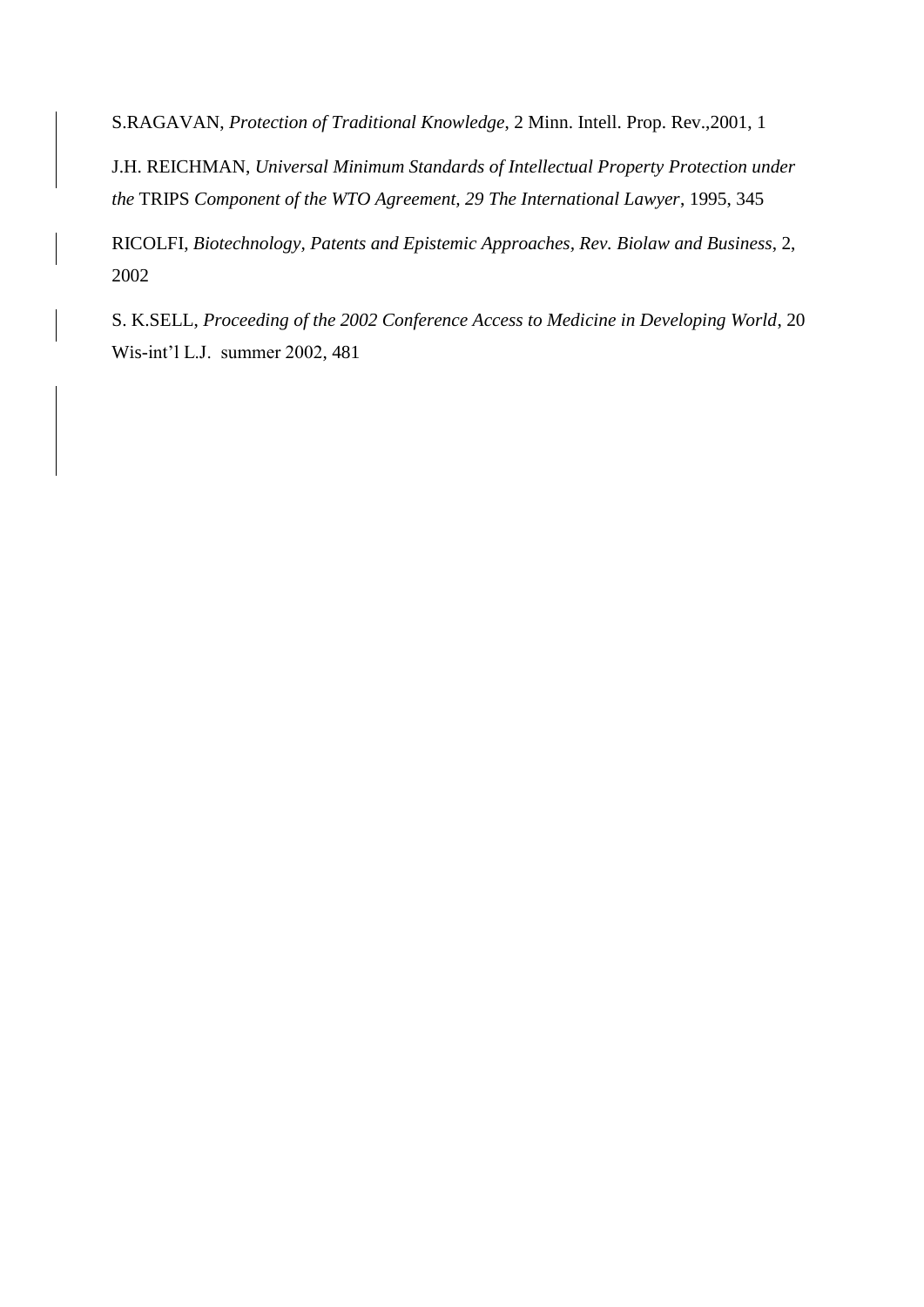S.RAGAVAN, *Protection of Traditional Knowledge*, 2 Minn. Intell. Prop. Rev.,2001, 1

J.H. REICHMAN, *Universal Minimum Standards of Intellectual Property Protection under the* TRIPS *Component of the WTO Agreement, 29 The International Lawyer*, 1995, 345

RICOLFI, *Biotechnology, Patents and Epistemic Approaches, Rev. Biolaw and Business*, 2, 2002

S. K.SELL, *Proceeding of the 2002 Conference Access to Medicine in Developing World*, 20 Wis-int'l L.J. summer 2002, 481